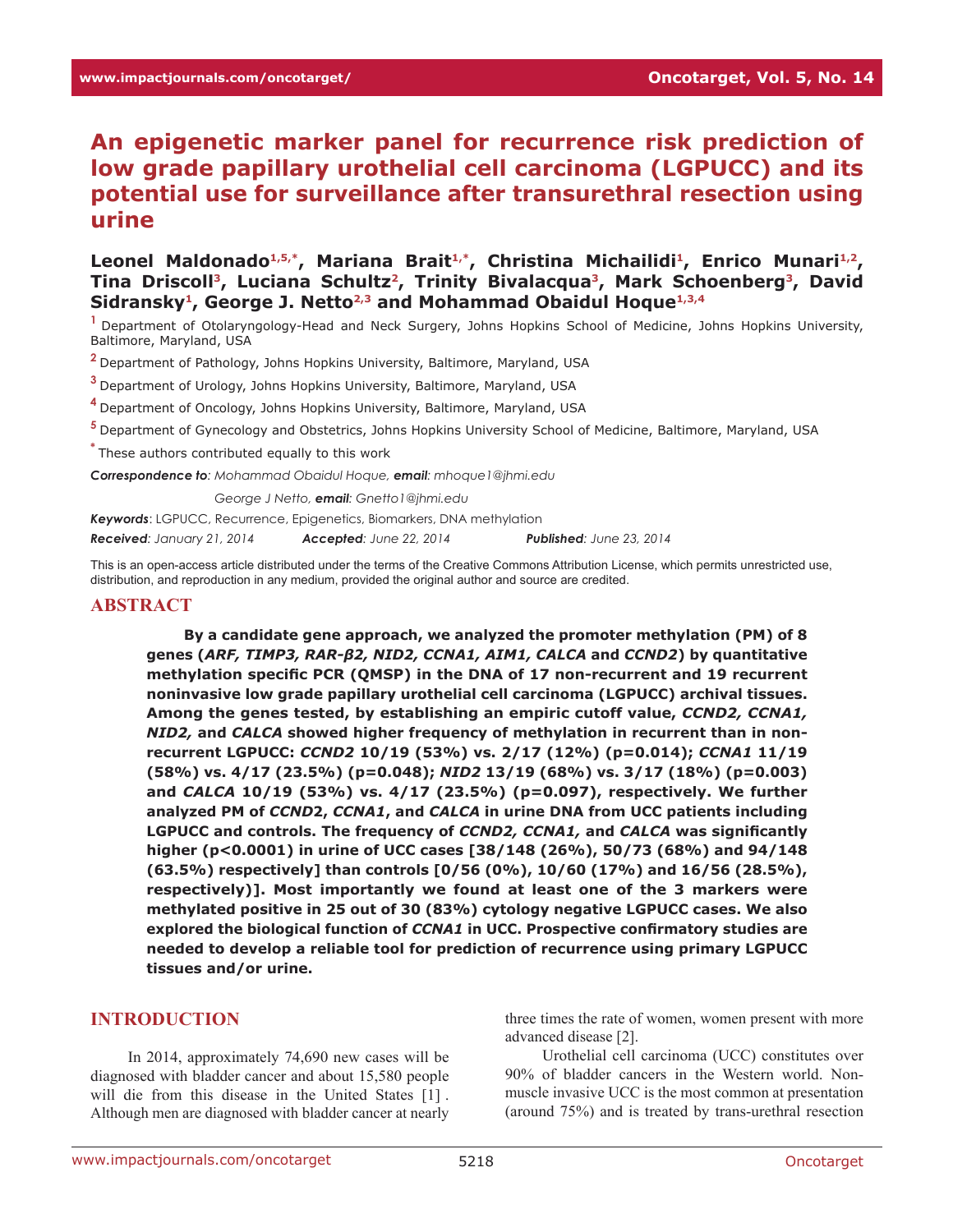# An epigenetic marker panel for recurrence risk prediction of low grade papillary urothelial cell carcinoma (LGPUCC) and its potential use for surveillance after transurethral resection using urine

**Leonel Maldonado[1,5,*], Mariana Brait[1,*], Christina Michailidi[1], Enrico Munari[1,2], Tina Driscoll[3], Luciana Schultz[2], Trinity Bivalacqua[3], Mark Schoenberg[3], David Sidransky[1], George J. Netto[2,3] and Mohammad Obaidul Hoque[1,3,4]**

[1] Department of Otolaryngology-Head and Neck Surgery, Johns Hopkins School of Medicine, Johns Hopkins University, Baltimore, Maryland, USA

[2] Department of Pathology, Johns Hopkins University, Baltimore, Maryland, USA

[3] Department of Urology, Johns Hopkins University, Baltimore, Maryland, USA

[4] Department of Oncology, Johns Hopkins University, Baltimore, Maryland, USA

[5] Department of Gynecology and Obstetrics, Johns Hopkins University School of Medicine, Baltimore, Maryland, USA

[*] These authors contributed equally to this work

***Correspondence to**: Mohammad Obaidul Hoque, **email**: mhoque1@jhmi.edu*

*George J Netto, **email**: Gnetto1@jhmi.edu*

***Keywords***: LGPUCC, Recurrence, Epigenetics, Biomarkers, DNA methylation

***Received***: *January 21, 2014* ***Accepted***: *June 22, 2014* ***Published***: *June 23, 2014*

This is an open-access article distributed under the terms of the Creative Commons Attribution License, which permits unrestricted use, distribution, and reproduction in any medium, provided the original author and source are credited.

## ABSTRACT

**By a candidate gene approach, we analyzed the promoter methylation (PM) of 8 genes (*ARF, TIMP3, RAR-β2, NID2, CCNA1, AIM1, CALCA* and *CCND2*) by quantitative methylation specific PCR (QMSP) in the DNA of 17 non-recurrent and 19 recurrent noninvasive low grade papillary urothelial cell carcinoma (LGPUCC) archival tissues. Among the genes tested, by establishing an empiric cutoff value, *CCND2, CCNA1, NID2,* and *CALCA* showed higher frequency of methylation in recurrent than in non-recurrent LGPUCC: *CCND2* 10/19 (53%) vs. 2/17 (12%) (p=0.014); *CCNA1* 11/19 (58%) vs. 4/17 (23.5%) (p=0.048); *NID2* 13/19 (68%) vs. 3/17 (18%) (p=0.003) and *CALCA* 10/19 (53%) vs. 4/17 (23.5%) (p=0.097), respectively. We further analyzed PM of *CCND2*, *CCNA1*, and *CALCA* in urine DNA from UCC patients including LGPUCC and controls. The frequency of *CCND2, CCNA1,* and *CALCA* was significantly higher (p<0.0001) in urine of UCC cases [38/148 (26%), 50/73 (68%) and 94/148 (63.5%) respectively] than controls [0/56 (0%), 10/60 (17%) and 16/56 (28.5%), respectively)]. Most importantly we found at least one of the 3 markers were methylated positive in 25 out of 30 (83%) cytology negative LGPUCC cases. We also explored the biological function of *CCNA1* in UCC. Prospective confirmatory studies are needed to develop a reliable tool for prediction of recurrence using primary LGPUCC tissues and/or urine.**

## INTRODUCTION

In 2014, approximately 74,690 new cases will be diagnosed with bladder cancer and about 15,580 people will die from this disease in the United States [1]. Although men are diagnosed with bladder cancer at nearly three times the rate of women, women present with more advanced disease [2].

Urothelial cell carcinoma (UCC) constitutes over 90% of bladder cancers in the Western world. Non-muscle invasive UCC is the most common at presentation (around 75%) and is treated by trans-urethral resection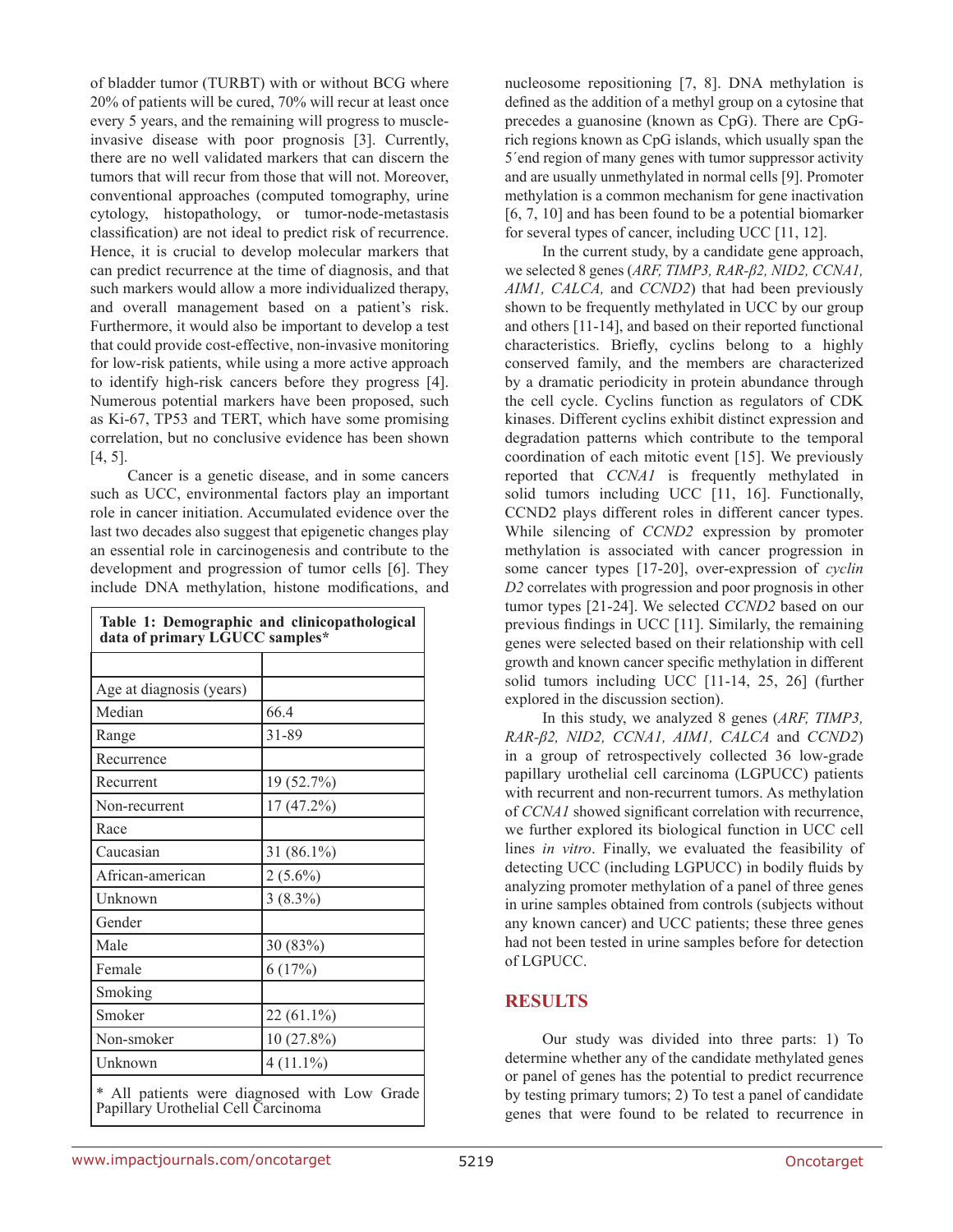of bladder tumor (TURBT) with or without BCG where 20% of patients will be cured, 70% will recur at least once every 5 years, and the remaining will progress to muscle-invasive disease with poor prognosis [3]. Currently, there are no well validated markers that can discern the tumors that will recur from those that will not. Moreover, conventional approaches (computed tomography, urine cytology, histopathology, or tumor-node-metastasis classification) are not ideal to predict risk of recurrence. Hence, it is crucial to develop molecular markers that can predict recurrence at the time of diagnosis, and that such markers would allow a more individualized therapy, and overall management based on a patient's risk. Furthermore, it would also be important to develop a test that could provide cost-effective, non-invasive monitoring for low-risk patients, while using a more active approach to identify high-risk cancers before they progress [4]. Numerous potential markers have been proposed, such as Ki-67, TP53 and TERT, which have some promising correlation, but no conclusive evidence has been shown [4, 5].

Cancer is a genetic disease, and in some cancers such as UCC, environmental factors play an important role in cancer initiation. Accumulated evidence over the last two decades also suggest that epigenetic changes play an essential role in carcinogenesis and contribute to the development and progression of tumor cells [6]. They include DNA methylation, histone modifications, and nucleosome repositioning [7, 8]. DNA methylation is defined as the addition of a methyl group on a cytosine that precedes a guanosine (known as CpG). There are CpG-rich regions known as CpG islands, which usually span the 5′end region of many genes with tumor suppressor activity and are usually unmethylated in normal cells [9]. Promoter methylation is a common mechanism for gene inactivation [6, 7, 10] and has been found to be a potential biomarker for several types of cancer, including UCC [11, 12].

**Table 1: Demographic and clinicopathological data of primary LGUCC samples***

| | |
|---|---|
| Age at diagnosis (years) | |
| Median | 66.4 |
| Range | 31-89 |
| Recurrence | |
| Recurrent | 19 (52.7%) |
| Non-recurrent | 17 (47.2%) |
| Race | |
| Caucasian | 31 (86.1%) |
| African-american | 2 (5.6%) |
| Unknown | 3 (8.3%) |
| Gender | |
| Male | 30 (83%) |
| Female | 6 (17%) |
| Smoking | |
| Smoker | 22 (61.1%) |
| Non-smoker | 10 (27.8%) |
| Unknown | 4 (11.1%) |

\* All patients were diagnosed with Low Grade Papillary Urothelial Cell Carcinoma

In the current study, by a candidate gene approach, we selected 8 genes (*ARF, TIMP3, RAR-β2, NID2, CCNA1, AIM1, CALCA,* and *CCND2*) that had been previously shown to be frequently methylated in UCC by our group and others [11-14], and based on their reported functional characteristics. Briefly, cyclins belong to a highly conserved family, and the members are characterized by a dramatic periodicity in protein abundance through the cell cycle. Cyclins function as regulators of CDK kinases. Different cyclins exhibit distinct expression and degradation patterns which contribute to the temporal coordination of each mitotic event [15]. We previously reported that *CCNA1* is frequently methylated in solid tumors including UCC [11, 16]. Functionally, CCND2 plays different roles in different cancer types. While silencing of *CCND2* expression by promoter methylation is associated with cancer progression in some cancer types [17-20], over-expression of *cyclin D2* correlates with progression and poor prognosis in other tumor types [21-24]. We selected *CCND2* based on our previous findings in UCC [11]. Similarly, the remaining genes were selected based on their relationship with cell growth and known cancer specific methylation in different solid tumors including UCC [11-14, 25, 26] (further explored in the discussion section).

In this study, we analyzed 8 genes (*ARF, TIMP3, RAR-β2, NID2, CCNA1, AIM1, CALCA* and *CCND2*) in a group of retrospectively collected 36 low-grade papillary urothelial cell carcinoma (LGPUCC) patients with recurrent and non-recurrent tumors. As methylation of *CCNA1* showed significant correlation with recurrence, we further explored its biological function in UCC cell lines *in vitro*. Finally, we evaluated the feasibility of detecting UCC (including LGPUCC) in bodily fluids by analyzing promoter methylation of a panel of three genes in urine samples obtained from controls (subjects without any known cancer) and UCC patients; these three genes had not been tested in urine samples before for detection of LGPUCC.

## RESULTS

Our study was divided into three parts: 1) To determine whether any of the candidate methylated genes or panel of genes has the potential to predict recurrence by testing primary tumors; 2) To test a panel of candidate genes that were found to be related to recurrence in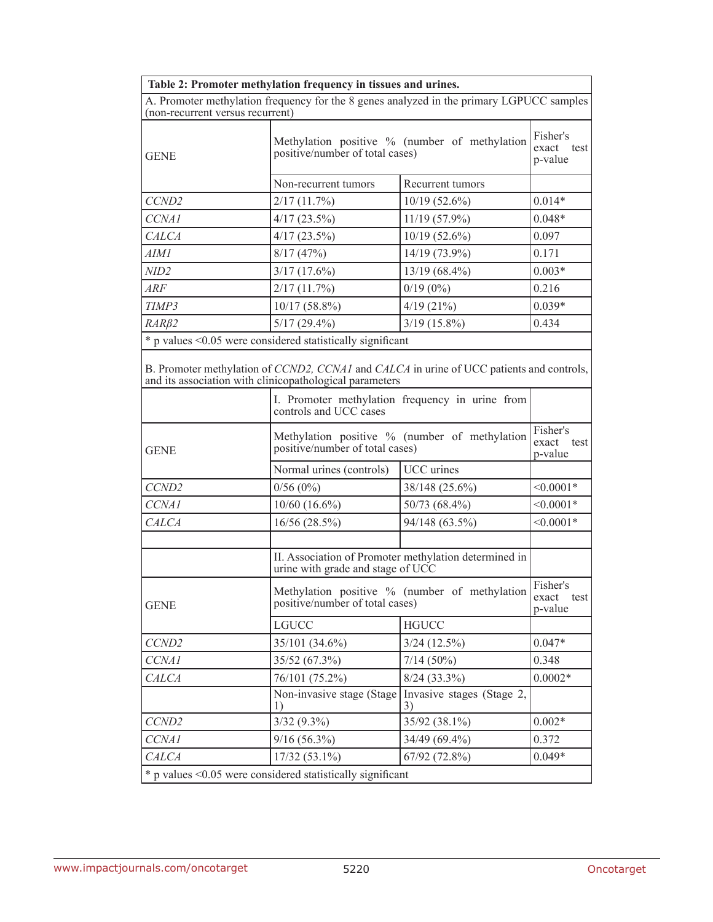**Table 2: Promoter methylation frequency in tissues and urines.**

A. Promoter methylation frequency for the 8 genes analyzed in the primary LGPUCC samples (non-recurrent versus recurrent)

| GENE | Methylation positive % (number of methylation positive/number of total cases) | | Fisher's exact test p-value |
|---|---|---|---|
| | Non-recurrent tumors | Recurrent tumors | |
| *CCND2* | 2/17 (11.7%) | 10/19 (52.6%) | 0.014* |
| *CCNA1* | 4/17 (23.5%) | 11/19 (57.9%) | 0.048* |
| *CALCA* | 4/17 (23.5%) | 10/19 (52.6%) | 0.097 |
| *AIM1* | 8/17 (47%) | 14/19 (73.9%) | 0.171 |
| *NID2* | 3/17 (17.6%) | 13/19 (68.4%) | 0.003* |
| *ARF* | 2/17 (11.7%) | 0/19 (0%) | 0.216 |
| *TIMP3* | 10/17 (58.8%) | 4/19 (21%) | 0.039* |
| *RARβ2* | 5/17 (29.4%) | 3/19 (15.8%) | 0.434 |

* p values <0.05 were considered statistically significant

B. Promoter methylation of *CCND2, CCNA1* and *CALCA* in urine of UCC patients and controls, and its association with clinicopathological parameters

| | I. Promoter methylation frequency in urine from controls and UCC cases | | |
|---|---|---|---|
| GENE | Methylation positive % (number of methylation positive/number of total cases) | | Fisher's exact test p-value |
| | Normal urines (controls) | UCC urines | |
| *CCND2* | 0/56 (0%) | 38/148 (25.6%) | <0.0001* |
| *CCNA1* | 10/60 (16.6%) | 50/73 (68.4%) | <0.0001* |
| *CALCA* | 16/56 (28.5%) | 94/148 (63.5%) | <0.0001* |
| | | | |
| | II. Association of Promoter methylation determined in urine with grade and stage of UCC | | |
| GENE | Methylation positive % (number of methylation positive/number of total cases) | | Fisher's exact test p-value |
| | LGUCC | HGUCC | |
| *CCND2* | 35/101 (34.6%) | 3/24 (12.5%) | 0.047* |
| *CCNA1* | 35/52 (67.3%) | 7/14 (50%) | 0.348 |
| *CALCA* | 76/101 (75.2%) | 8/24 (33.3%) | 0.0002* |
| | Non-invasive stage (Stage 1) | Invasive stages (Stage 2, 3) | |
| *CCND2* | 3/32 (9.3%) | 35/92 (38.1%) | 0.002* |
| *CCNA1* | 9/16 (56.3%) | 34/49 (69.4%) | 0.372 |
| *CALCA* | 17/32 (53.1%) | 67/92 (72.8%) | 0.049* |

* p values <0.05 were considered statistically significant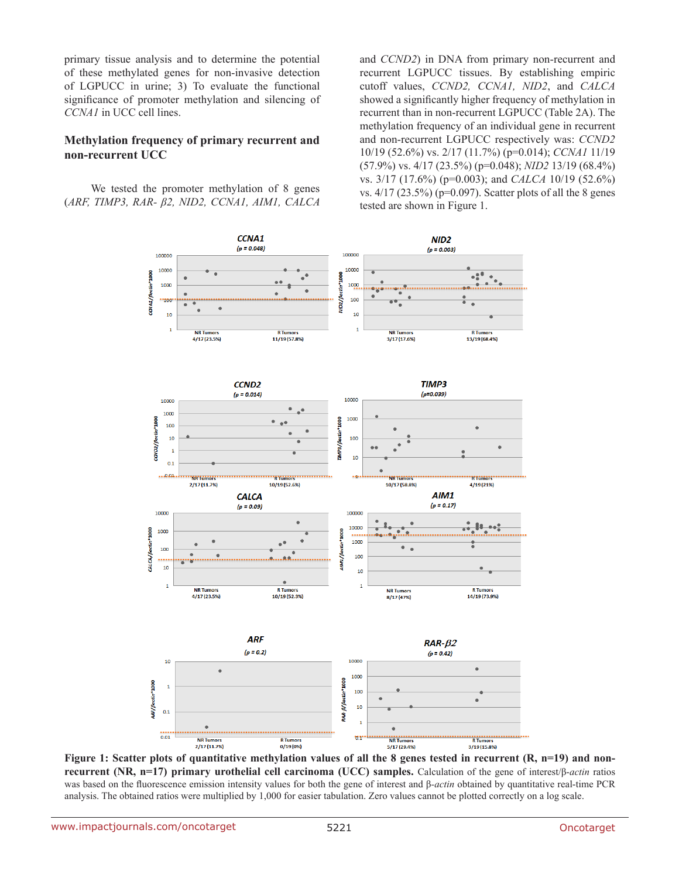primary tissue analysis and to determine the potential of these methylated genes for non-invasive detection of LGPUCC in urine; 3) To evaluate the functional significance of promoter methylation and silencing of *CCNA1* in UCC cell lines.

## Methylation frequency of primary recurrent and non-recurrent UCC

We tested the promoter methylation of 8 genes (*ARF, TIMP3, RAR- β2, NID2, CCNA1, AIM1, CALCA* and *CCND2*) in DNA from primary non-recurrent and recurrent LGPUCC tissues. By establishing empiric cutoff values, *CCND2, CCNA1, NID2*, and *CALCA* showed a significantly higher frequency of methylation in recurrent than in non-recurrent LGPUCC (Table 2A). The methylation frequency of an individual gene in recurrent and non-recurrent LGPUCC respectively was: *CCND2* 10/19 (52.6%) vs. 2/17 (11.7%) (p=0.014); *CCNA1* 11/19 (57.9%) vs. 4/17 (23.5%) (p=0.048); *NID2* 13/19 (68.4%) vs. 3/17 (17.6%) (p=0.003); and *CALCA* 10/19 (52.6%) vs. 4/17 (23.5%) (p=0.097). Scatter plots of all the 8 genes tested are shown in Figure 1.

**Figure 1: Scatter plots of quantitative methylation values of all the 8 genes tested in recurrent (R, n=19) and non-recurrent (NR, n=17) primary urothelial cell carcinoma (UCC) samples.** Calculation of the gene of interest/β-*actin* ratios was based on the fluorescence emission intensity values for both the gene of interest and β-*actin* obtained by quantitative real-time PCR analysis. The obtained ratios were multiplied by 1,000 for easier tabulation. Zero values cannot be plotted correctly on a log scale.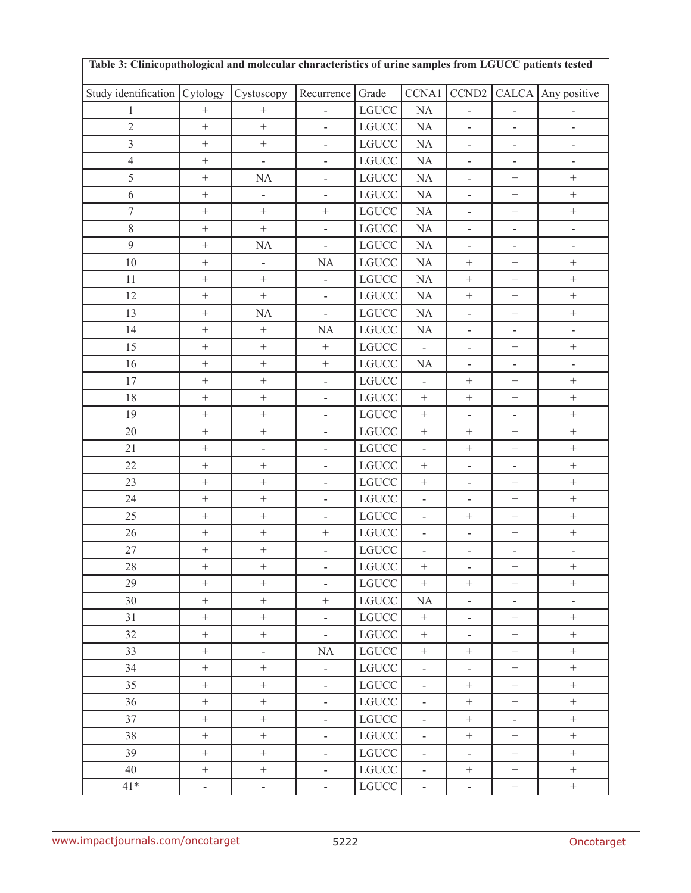**Table 3: Clinicopathological and molecular characteristics of urine samples from LGUCC patients tested**

| Study identification | Cytology | Cystoscopy | Recurrence | Grade | CCNA1 | CCND2 | CALCA | Any positive |
|---|---|---|---|---|---|---|---|---|
| 1 | + | + | - | LGUCC | NA | - | - | - |
| 2 | + | + | - | LGUCC | NA | - | - | - |
| 3 | + | + | - | LGUCC | NA | - | - | - |
| 4 | + | - | - | LGUCC | NA | - | - | - |
| 5 | + | NA | - | LGUCC | NA | - | + | + |
| 6 | + | - | - | LGUCC | NA | - | + | + |
| 7 | + | + | + | LGUCC | NA | - | + | + |
| 8 | + | + | - | LGUCC | NA | - | - | - |
| 9 | + | NA | - | LGUCC | NA | - | - | - |
| 10 | + | - | NA | LGUCC | NA | + | + | + |
| 11 | + | + | - | LGUCC | NA | + | + | + |
| 12 | + | + | - | LGUCC | NA | + | + | + |
| 13 | + | NA | - | LGUCC | NA | - | + | + |
| 14 | + | + | NA | LGUCC | NA | - | - | - |
| 15 | + | + | + | LGUCC | - | - | + | + |
| 16 | + | + | + | LGUCC | NA | - | - | - |
| 17 | + | + | - | LGUCC | - | + | + | + |
| 18 | + | + | - | LGUCC | + | + | + | + |
| 19 | + | + | - | LGUCC | + | - | - | + |
| 20 | + | + | - | LGUCC | + | + | + | + |
| 21 | + | - | - | LGUCC | - | + | + | + |
| 22 | + | + | - | LGUCC | + | - | - | + |
| 23 | + | + | - | LGUCC | + | - | + | + |
| 24 | + | + | - | LGUCC | - | - | + | + |
| 25 | + | + | - | LGUCC | - | + | + | + |
| 26 | + | + | + | LGUCC | - | - | + | + |
| 27 | + | + | - | LGUCC | - | - | - | - |
| 28 | + | + | - | LGUCC | + | - | + | + |
| 29 | + | + | - | LGUCC | + | + | + | + |
| 30 | + | + | + | LGUCC | NA | - | - | - |
| 31 | + | + | - | LGUCC | + | - | + | + |
| 32 | + | + | - | LGUCC | + | - | + | + |
| 33 | + | - | NA | LGUCC | + | + | + | + |
| 34 | + | + | - | LGUCC | - | - | + | + |
| 35 | + | + | - | LGUCC | - | + | + | + |
| 36 | + | + | - | LGUCC | - | + | + | + |
| 37 | + | + | - | LGUCC | - | + | - | + |
| 38 | + | + | - | LGUCC | - | + | + | + |
| 39 | + | + | - | LGUCC | - | - | + | + |
| 40 | + | + | - | LGUCC | - | + | + | + |
| 41* | - | - | - | LGUCC | - | - | + | + |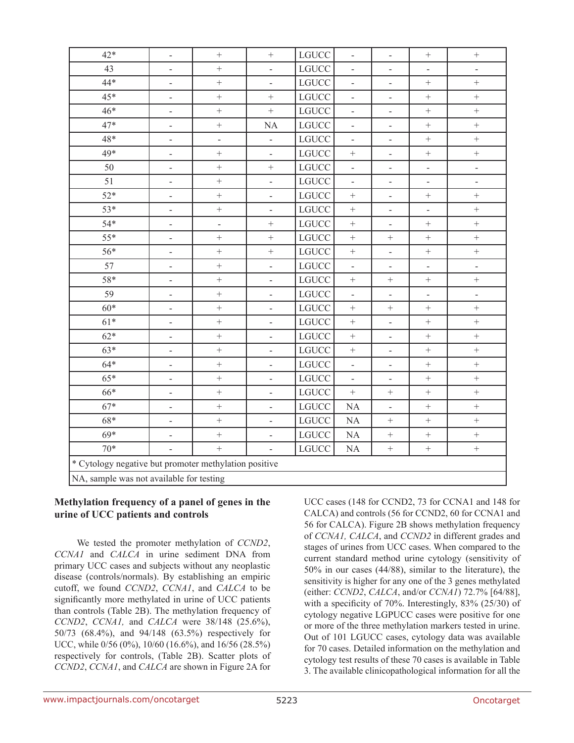| 42* | - | + | + | LGUCC | - | - | + | + |
|---|---|---|---|---|---|---|---|---|
| 43 | - | + | - | LGUCC | - | - | - | - |
| 44* | - | + | - | LGUCC | - | - | + | + |
| 45* | - | + | + | LGUCC | - | - | + | + |
| 46* | - | + | + | LGUCC | - | - | + | + |
| 47* | - | + | NA | LGUCC | - | - | + | + |
| 48* | - | - | - | LGUCC | - | - | + | + |
| 49* | - | + | - | LGUCC | + | - | + | + |
| 50 | - | + | + | LGUCC | - | - | - | - |
| 51 | - | + | - | LGUCC | - | - | - | - |
| 52* | - | + | - | LGUCC | + | - | + | + |
| 53* | - | + | - | LGUCC | + | - | - | + |
| 54* | - | - | + | LGUCC | + | - | + | + |
| 55* | - | + | + | LGUCC | + | + | + | + |
| 56* | - | + | + | LGUCC | + | - | + | + |
| 57 | - | + | - | LGUCC | - | - | - | - |
| 58* | - | + | - | LGUCC | + | + | + | + |
| 59 | - | + | - | LGUCC | - | - | - | - |
| 60* | - | + | - | LGUCC | + | + | + | + |
| 61* | - | + | - | LGUCC | + | - | + | + |
| 62* | - | + | - | LGUCC | + | - | + | + |
| 63* | - | + | - | LGUCC | + | - | + | + |
| 64* | - | + | - | LGUCC | - | - | + | + |
| 65* | - | + | - | LGUCC | - | - | + | + |
| 66* | - | + | - | LGUCC | + | + | + | + |
| 67* | - | + | - | LGUCC | NA | - | + | + |
| 68* | - | + | - | LGUCC | NA | + | + | + |
| 69* | - | + | - | LGUCC | NA | + | + | + |
| 70* | - | + | - | LGUCC | NA | + | + | + |

\* Cytology negative but promoter methylation positive

NA, sample was not available for testing

### Methylation frequency of a panel of genes in the urine of UCC patients and controls

We tested the promoter methylation of *CCND2*, *CCNA1* and *CALCA* in urine sediment DNA from primary UCC cases and subjects without any neoplastic disease (controls/normals). By establishing an empiric cutoff, we found *CCND2*, *CCNA1*, and *CALCA* to be significantly more methylated in urine of UCC patients than controls (Table 2B). The methylation frequency of *CCND2*, *CCNA1,* and *CALCA* were 38/148 (25.6%), 50/73 (68.4%), and 94/148 (63.5%) respectively for UCC, while 0/56 (0%), 10/60 (16.6%), and 16/56 (28.5%) respectively for controls, (Table 2B). Scatter plots of *CCND2*, *CCNA1*, and *CALCA* are shown in Figure 2A for UCC cases (148 for CCND2, 73 for CCNA1 and 148 for CALCA) and controls (56 for CCND2, 60 for CCNA1 and 56 for CALCA). Figure 2B shows methylation frequency of *CCNA1, CALCA*, and *CCND2* in different grades and stages of urines from UCC cases. When compared to the current standard method urine cytology (sensitivity of 50% in our cases (44/88), similar to the literature), the sensitivity is higher for any one of the 3 genes methylated (either: *CCND2*, *CALCA*, and/or *CCNA1*) 72.7% [64/88], with a specificity of 70%. Interestingly, 83% (25/30) of cytology negative LGPUCC cases were positive for one or more of the three methylation markers tested in urine. Out of 101 LGUCC cases, cytology data was available for 70 cases. Detailed information on the methylation and cytology test results of these 70 cases is available in Table 3. The available clinicopathological information for all the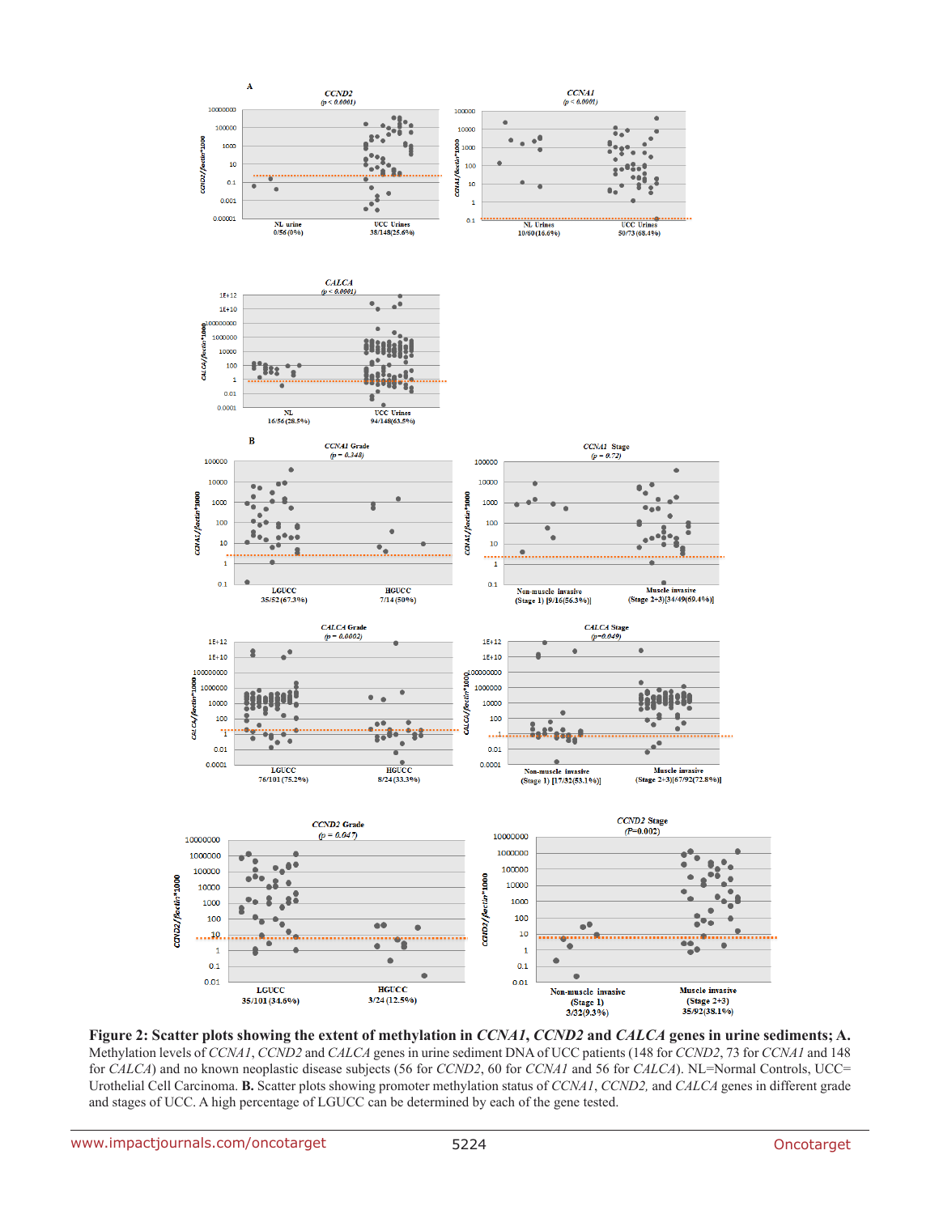**Figure 2: Scatter plots showing the extent of methylation in *CCNA1*, *CCND2* and *CALCA* genes in urine sediments; A.** Methylation levels of *CCNA1*, *CCND2* and *CALCA* genes in urine sediment DNA of UCC patients (148 for *CCND2*, 73 for *CCNA1* and 148 for *CALCA*) and no known neoplastic disease subjects (56 for *CCND2*, 60 for *CCNA1* and 56 for *CALCA*). NL=Normal Controls, UCC= Urothelial Cell Carcinoma. **B.** Scatter plots showing promoter methylation status of *CCNA1*, *CCND2,* and *CALCA* genes in different grade and stages of UCC. A high percentage of LGUCC can be determined by each of the gene tested.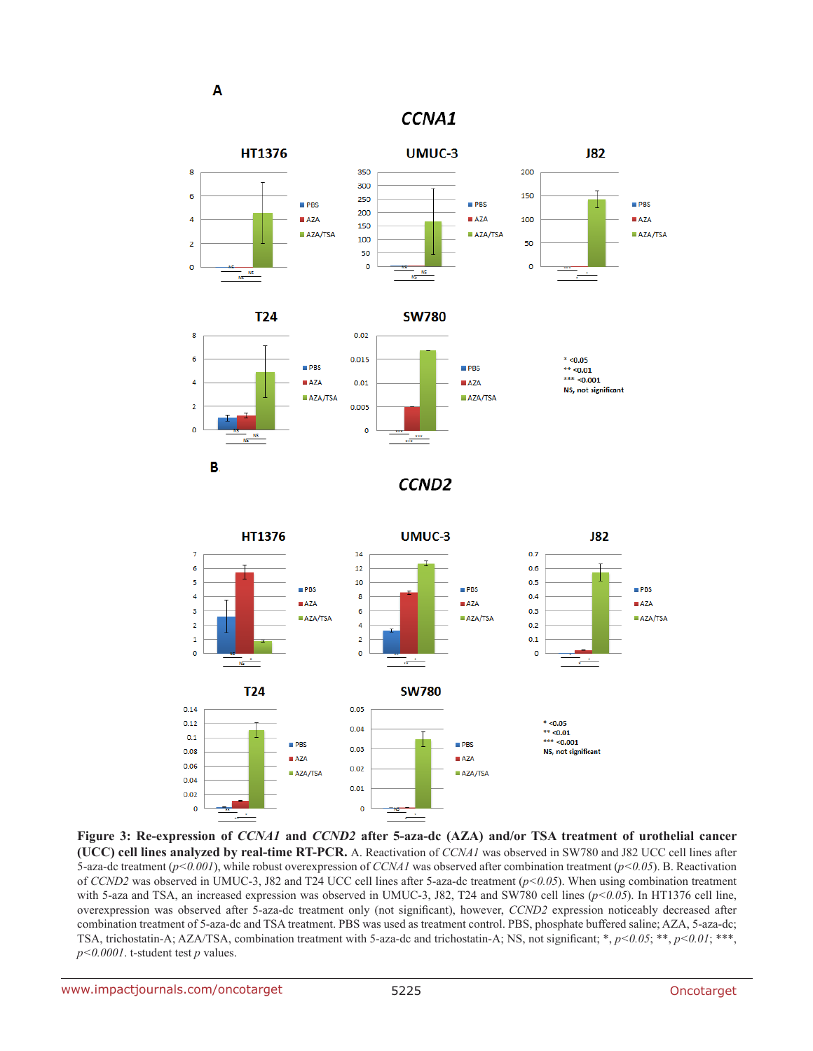**Figure 3: Re-expression of *CCNA1* and *CCND2* after 5-aza-dc (AZA) and/or TSA treatment of urothelial cancer (UCC) cell lines analyzed by real-time RT-PCR.** A. Reactivation of *CCNA1* was observed in SW780 and J82 UCC cell lines after 5-aza-dc treatment ($p<0.001$), while robust overexpression of *CCNA1* was observed after combination treatment ($p<0.05$). B. Reactivation of *CCND2* was observed in UMUC-3, J82 and T24 UCC cell lines after 5-aza-dc treatment ($p<0.05$). When using combination treatment with 5-aza and TSA, an increased expression was observed in UMUC-3, J82, T24 and SW780 cell lines ($p<0.05$). In HT1376 cell line, overexpression was observed after 5-aza-dc treatment only (not significant), however, *CCND2* expression noticeably decreased after combination treatment of 5-aza-dc and TSA treatment. PBS was used as treatment control. PBS, phosphate buffered saline; AZA, 5-aza-dc; TSA, trichostatin-A; AZA/TSA, combination treatment with 5-aza-dc and trichostatin-A; NS, not significant; *, $p<0.05$; **, $p<0.01$; ***, $p<0.0001$. t-student test $p$ values.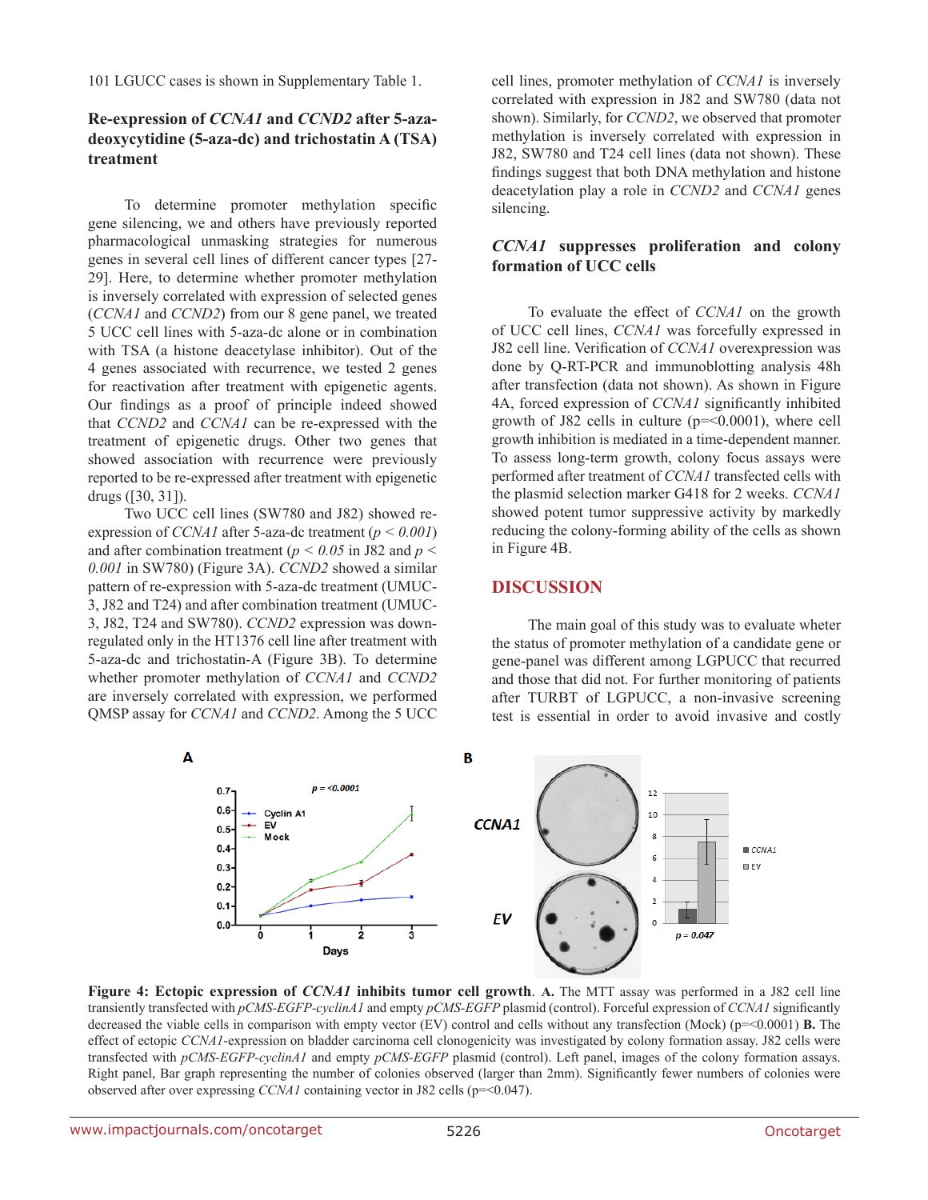101 LGUCC cases is shown in Supplementary Table 1.

### Re-expression of *CCNA1* and *CCND2* after 5-aza-deoxycytidine (5-aza-dc) and trichostatin A (TSA) treatment

To determine promoter methylation specific gene silencing, we and others have previously reported pharmacological unmasking strategies for numerous genes in several cell lines of different cancer types [27-29]. Here, to determine whether promoter methylation is inversely correlated with expression of selected genes (*CCNA1* and *CCND2*) from our 8 gene panel, we treated 5 UCC cell lines with 5-aza-dc alone or in combination with TSA (a histone deacetylase inhibitor). Out of the 4 genes associated with recurrence, we tested 2 genes for reactivation after treatment with epigenetic agents. Our findings as a proof of principle indeed showed that *CCND2* and *CCNA1* can be re-expressed with the treatment of epigenetic drugs. Other two genes that showed association with recurrence were previously reported to be re-expressed after treatment with epigenetic drugs ([30, 31]).

Two UCC cell lines (SW780 and J82) showed re-expression of *CCNA1* after 5-aza-dc treatment ($p < 0.001$) and after combination treatment ($p < 0.05$ in J82 and $p < 0.001$ in SW780) (Figure 3A). *CCND2* showed a similar pattern of re-expression with 5-aza-dc treatment (UMUC-3, J82 and T24) and after combination treatment (UMUC-3, J82, T24 and SW780). *CCND2* expression was down-regulated only in the HT1376 cell line after treatment with 5-aza-dc and trichostatin-A (Figure 3B). To determine whether promoter methylation of *CCNA1* and *CCND2* are inversely correlated with expression, we performed QMSP assay for *CCNA1* and *CCND2*. Among the 5 UCC cell lines, promoter methylation of *CCNA1* is inversely correlated with expression in J82 and SW780 (data not shown). Similarly, for *CCND2*, we observed that promoter methylation is inversely correlated with expression in J82, SW780 and T24 cell lines (data not shown). These findings suggest that both DNA methylation and histone deacetylation play a role in *CCND2* and *CCNA1* genes silencing.

### *CCNA1* suppresses proliferation and colony formation of UCC cells

To evaluate the effect of *CCNA1* on the growth of UCC cell lines, *CCNA1* was forcefully expressed in J82 cell line. Verification of *CCNA1* overexpression was done by Q-RT-PCR and immunoblotting analysis 48h after transfection (data not shown). As shown in Figure 4A, forced expression of *CCNA1* significantly inhibited growth of J82 cells in culture (p=<0.0001), where cell growth inhibition is mediated in a time-dependent manner. To assess long-term growth, colony focus assays were performed after treatment of *CCNA1* transfected cells with the plasmid selection marker G418 for 2 weeks. *CCNA1* showed potent tumor suppressive activity by markedly reducing the colony-forming ability of the cells as shown in Figure 4B.

## DISCUSSION

The main goal of this study was to evaluate wheter the status of promoter methylation of a candidate gene or gene-panel was different among LGPUCC that recurred and those that did not. For further monitoring of patients after TURBT of LGPUCC, a non-invasive screening test is essential in order to avoid invasive and costly

**Figure 4: Ectopic expression of *CCNA1* inhibits tumor cell growth**. **A.** The MTT assay was performed in a J82 cell line transiently transfected with *pCMS-EGFP-cyclinA1* and empty *pCMS-EGFP* plasmid (control). Forceful expression of *CCNA1* significantly decreased the viable cells in comparison with empty vector (EV) control and cells without any transfection (Mock) (p=<0.0001) **B.** The effect of ectopic *CCNA1*-expression on bladder carcinoma cell clonogenicity was investigated by colony formation assay. J82 cells were transfected with *pCMS-EGFP-cyclinA1* and empty *pCMS-EGFP* plasmid (control). Left panel, images of the colony formation assays. Right panel, Bar graph representing the number of colonies observed (larger than 2mm). Significantly fewer numbers of colonies were observed after over expressing *CCNA1* containing vector in J82 cells (p=<0.047).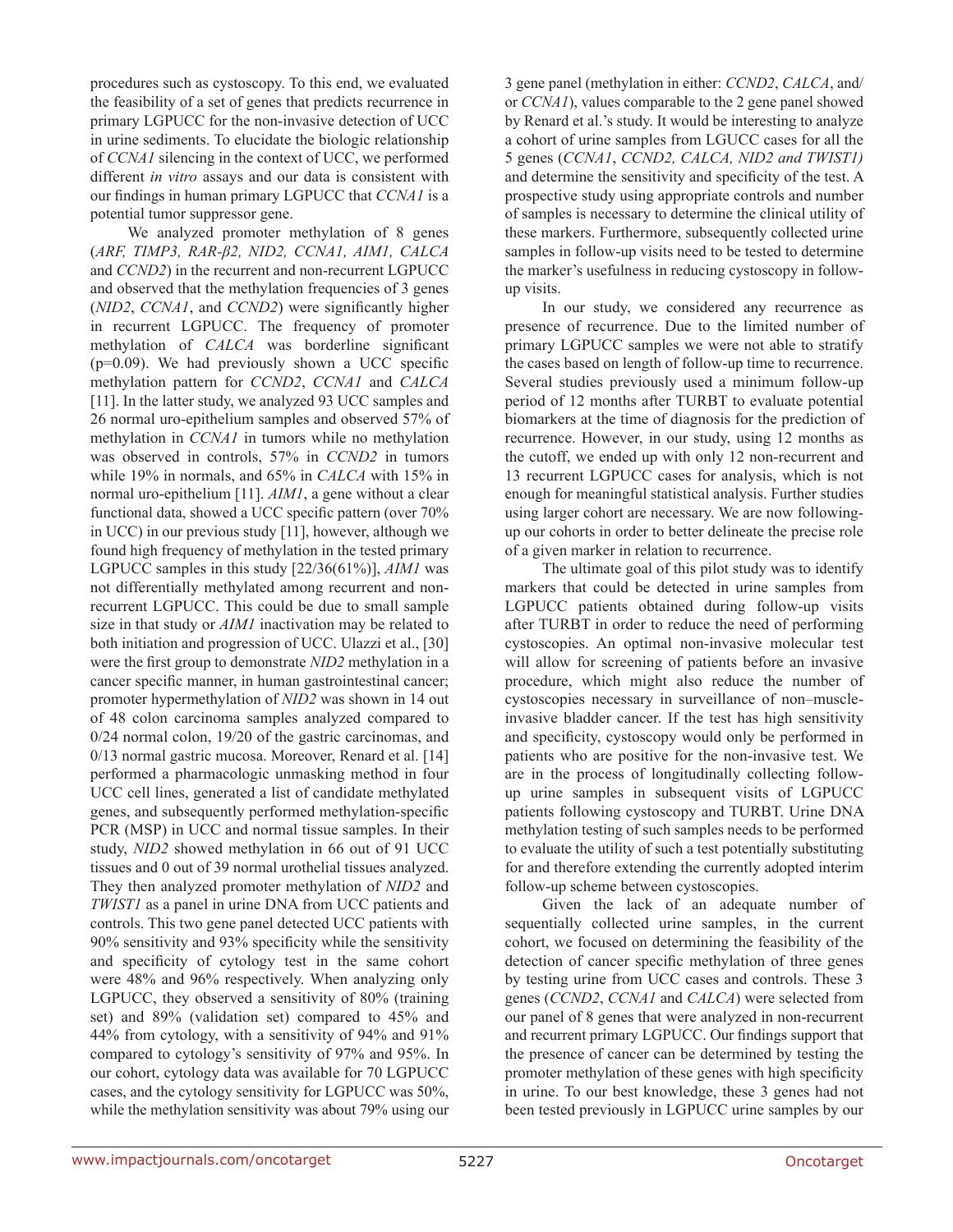procedures such as cystoscopy. To this end, we evaluated the feasibility of a set of genes that predicts recurrence in primary LGPUCC for the non-invasive detection of UCC in urine sediments. To elucidate the biologic relationship of *CCNA1* silencing in the context of UCC, we performed different *in vitro* assays and our data is consistent with our findings in human primary LGPUCC that *CCNA1* is a potential tumor suppressor gene.

We analyzed promoter methylation of 8 genes (*ARF, TIMP3, RAR-β2, NID2, CCNA1, AIM1, CALCA* and *CCND2*) in the recurrent and non-recurrent LGPUCC and observed that the methylation frequencies of 3 genes (*NID2*, *CCNA1*, and *CCND2*) were significantly higher in recurrent LGPUCC. The frequency of promoter methylation of *CALCA* was borderline significant (p=0.09). We had previously shown a UCC specific methylation pattern for *CCND2*, *CCNA1* and *CALCA* [11]. In the latter study, we analyzed 93 UCC samples and 26 normal uro-epithelium samples and observed 57% of methylation in *CCNA1* in tumors while no methylation was observed in controls, 57% in *CCND2* in tumors while 19% in normals, and 65% in *CALCA* with 15% in normal uro-epithelium [11]. *AIM1*, a gene without a clear functional data, showed a UCC specific pattern (over 70% in UCC) in our previous study [11], however, although we found high frequency of methylation in the tested primary LGPUCC samples in this study [22/36(61%)], *AIM1* was not differentially methylated among recurrent and non-recurrent LGPUCC. This could be due to small sample size in that study or *AIM1* inactivation may be related to both initiation and progression of UCC. Ulazzi et al., [30] were the first group to demonstrate *NID2* methylation in a cancer specific manner, in human gastrointestinal cancer; promoter hypermethylation of *NID2* was shown in 14 out of 48 colon carcinoma samples analyzed compared to 0/24 normal colon, 19/20 of the gastric carcinomas, and 0/13 normal gastric mucosa. Moreover, Renard et al. [14] performed a pharmacologic unmasking method in four UCC cell lines, generated a list of candidate methylated genes, and subsequently performed methylation-specific PCR (MSP) in UCC and normal tissue samples. In their study, *NID2* showed methylation in 66 out of 91 UCC tissues and 0 out of 39 normal urothelial tissues analyzed. They then analyzed promoter methylation of *NID2* and *TWIST1* as a panel in urine DNA from UCC patients and controls. This two gene panel detected UCC patients with 90% sensitivity and 93% specificity while the sensitivity and specificity of cytology test in the same cohort were 48% and 96% respectively. When analyzing only LGPUCC, they observed a sensitivity of 80% (training set) and 89% (validation set) compared to 45% and 44% from cytology, with a sensitivity of 94% and 91% compared to cytology's sensitivity of 97% and 95%. In our cohort, cytology data was available for 70 LGPUCC cases, and the cytology sensitivity for LGPUCC was 50%, while the methylation sensitivity was about 79% using our 3 gene panel (methylation in either: *CCND2*, *CALCA*, and/or *CCNA1*), values comparable to the 2 gene panel showed by Renard et al.'s study. It would be interesting to analyze a cohort of urine samples from LGUCC cases for all the 5 genes (*CCNA1*, *CCND2, CALCA, NID2 and TWIST1)* and determine the sensitivity and specificity of the test. A prospective study using appropriate controls and number of samples is necessary to determine the clinical utility of these markers. Furthermore, subsequently collected urine samples in follow-up visits need to be tested to determine the marker's usefulness in reducing cystoscopy in follow-up visits.

In our study, we considered any recurrence as presence of recurrence. Due to the limited number of primary LGPUCC samples we were not able to stratify the cases based on length of follow-up time to recurrence. Several studies previously used a minimum follow-up period of 12 months after TURBT to evaluate potential biomarkers at the time of diagnosis for the prediction of recurrence. However, in our study, using 12 months as the cutoff, we ended up with only 12 non-recurrent and 13 recurrent LGPUCC cases for analysis, which is not enough for meaningful statistical analysis. Further studies using larger cohort are necessary. We are now following-up our cohorts in order to better delineate the precise role of a given marker in relation to recurrence.

The ultimate goal of this pilot study was to identify markers that could be detected in urine samples from LGPUCC patients obtained during follow-up visits after TURBT in order to reduce the need of performing cystoscopies. An optimal non-invasive molecular test will allow for screening of patients before an invasive procedure, which might also reduce the number of cystoscopies necessary in surveillance of non–muscle-invasive bladder cancer. If the test has high sensitivity and specificity, cystoscopy would only be performed in patients who are positive for the non-invasive test. We are in the process of longitudinally collecting follow-up urine samples in subsequent visits of LGPUCC patients following cystoscopy and TURBT. Urine DNA methylation testing of such samples needs to be performed to evaluate the utility of such a test potentially substituting for and therefore extending the currently adopted interim follow-up scheme between cystoscopies.

Given the lack of an adequate number of sequentially collected urine samples, in the current cohort, we focused on determining the feasibility of the detection of cancer specific methylation of three genes by testing urine from UCC cases and controls. These 3 genes (*CCND2*, *CCNA1* and *CALCA*) were selected from our panel of 8 genes that were analyzed in non-recurrent and recurrent primary LGPUCC. Our findings support that the presence of cancer can be determined by testing the promoter methylation of these genes with high specificity in urine. To our best knowledge, these 3 genes had not been tested previously in LGPUCC urine samples by our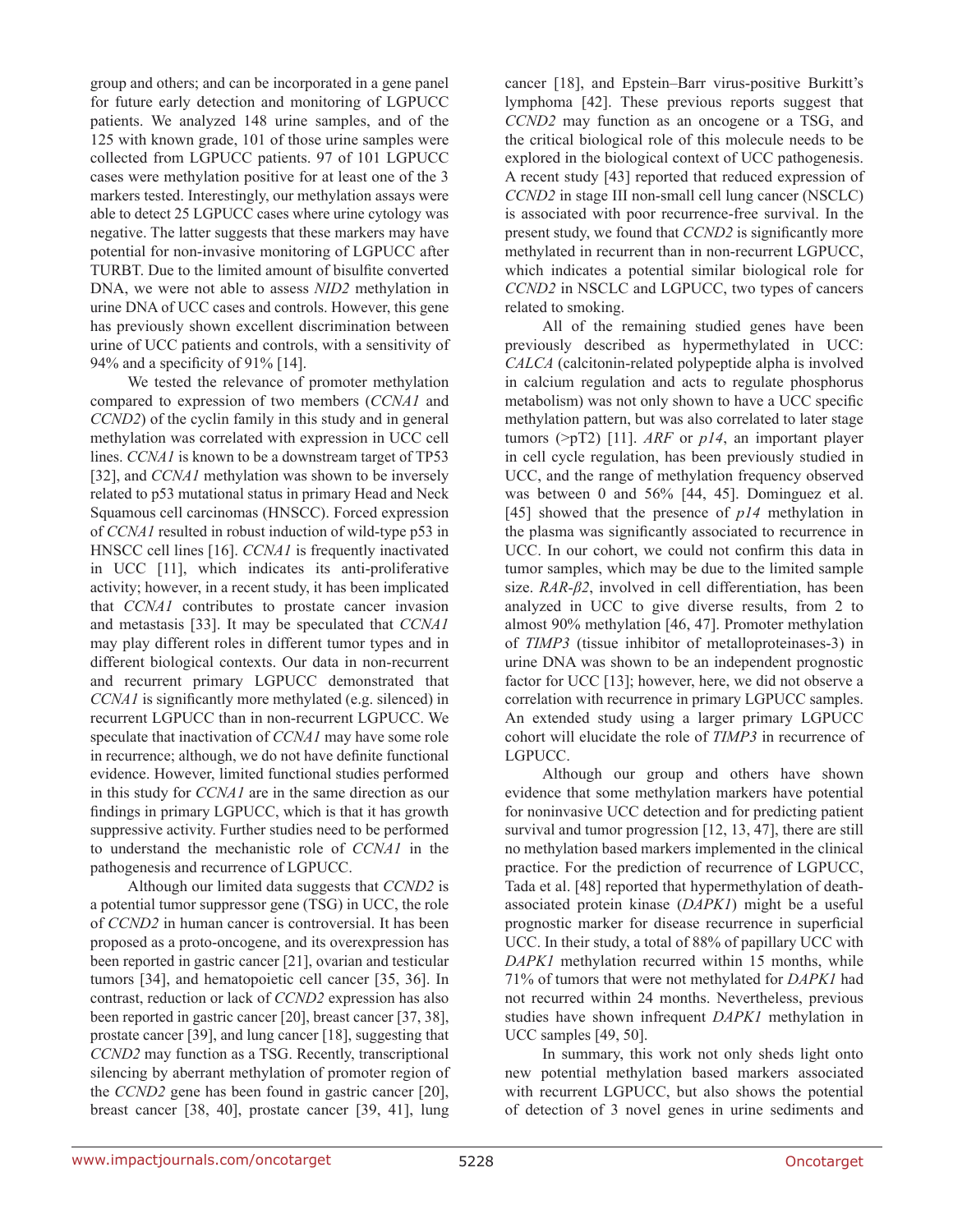group and others; and can be incorporated in a gene panel for future early detection and monitoring of LGPUCC patients. We analyzed 148 urine samples, and of the 125 with known grade, 101 of those urine samples were collected from LGPUCC patients. 97 of 101 LGPUCC cases were methylation positive for at least one of the 3 markers tested. Interestingly, our methylation assays were able to detect 25 LGPUCC cases where urine cytology was negative. The latter suggests that these markers may have potential for non-invasive monitoring of LGPUCC after TURBT. Due to the limited amount of bisulfite converted DNA, we were not able to assess *NID2* methylation in urine DNA of UCC cases and controls. However, this gene has previously shown excellent discrimination between urine of UCC patients and controls, with a sensitivity of 94% and a specificity of 91% [14].

We tested the relevance of promoter methylation compared to expression of two members (*CCNA1* and *CCND2*) of the cyclin family in this study and in general methylation was correlated with expression in UCC cell lines. *CCNA1* is known to be a downstream target of TP53 [32], and *CCNA1* methylation was shown to be inversely related to p53 mutational status in primary Head and Neck Squamous cell carcinomas (HNSCC). Forced expression of *CCNA1* resulted in robust induction of wild-type p53 in HNSCC cell lines [16]. *CCNA1* is frequently inactivated in UCC [11], which indicates its anti-proliferative activity; however, in a recent study, it has been implicated that *CCNA1* contributes to prostate cancer invasion and metastasis [33]. It may be speculated that *CCNA1* may play different roles in different tumor types and in different biological contexts. Our data in non-recurrent and recurrent primary LGPUCC demonstrated that *CCNA1* is significantly more methylated (e.g. silenced) in recurrent LGPUCC than in non-recurrent LGPUCC. We speculate that inactivation of *CCNA1* may have some role in recurrence; although, we do not have definite functional evidence. However, limited functional studies performed in this study for *CCNA1* are in the same direction as our findings in primary LGPUCC, which is that it has growth suppressive activity. Further studies need to be performed to understand the mechanistic role of *CCNA1* in the pathogenesis and recurrence of LGPUCC.

Although our limited data suggests that *CCND2* is a potential tumor suppressor gene (TSG) in UCC, the role of *CCND2* in human cancer is controversial. It has been proposed as a proto-oncogene, and its overexpression has been reported in gastric cancer [21], ovarian and testicular tumors [34], and hematopoietic cell cancer [35, 36]. In contrast, reduction or lack of *CCND2* expression has also been reported in gastric cancer [20], breast cancer [37, 38], prostate cancer [39], and lung cancer [18], suggesting that *CCND2* may function as a TSG. Recently, transcriptional silencing by aberrant methylation of promoter region of the *CCND2* gene has been found in gastric cancer [20], breast cancer [38, 40], prostate cancer [39, 41], lung cancer [18], and Epstein–Barr virus-positive Burkitt's lymphoma [42]. These previous reports suggest that *CCND2* may function as an oncogene or a TSG, and the critical biological role of this molecule needs to be explored in the biological context of UCC pathogenesis. A recent study [43] reported that reduced expression of *CCND2* in stage III non-small cell lung cancer (NSCLC) is associated with poor recurrence-free survival. In the present study, we found that *CCND2* is significantly more methylated in recurrent than in non-recurrent LGPUCC, which indicates a potential similar biological role for *CCND2* in NSCLC and LGPUCC, two types of cancers related to smoking.

All of the remaining studied genes have been previously described as hypermethylated in UCC: *CALCA* (calcitonin-related polypeptide alpha is involved in calcium regulation and acts to regulate phosphorus metabolism) was not only shown to have a UCC specific methylation pattern, but was also correlated to later stage tumors (>pT2) [11]. *ARF* or *p14*, an important player in cell cycle regulation, has been previously studied in UCC, and the range of methylation frequency observed was between 0 and 56% [44, 45]. Dominguez et al. [45] showed that the presence of *p14* methylation in the plasma was significantly associated to recurrence in UCC. In our cohort, we could not confirm this data in tumor samples, which may be due to the limited sample size. *RAR-β2*, involved in cell differentiation, has been analyzed in UCC to give diverse results, from 2 to almost 90% methylation [46, 47]. Promoter methylation of *TIMP3* (tissue inhibitor of metalloproteinases-3) in urine DNA was shown to be an independent prognostic factor for UCC [13]; however, here, we did not observe a correlation with recurrence in primary LGPUCC samples. An extended study using a larger primary LGPUCC cohort will elucidate the role of *TIMP3* in recurrence of LGPUCC.

Although our group and others have shown evidence that some methylation markers have potential for noninvasive UCC detection and for predicting patient survival and tumor progression [12, 13, 47], there are still no methylation based markers implemented in the clinical practice. For the prediction of recurrence of LGPUCC, Tada et al. [48] reported that hypermethylation of death-associated protein kinase (*DAPK1*) might be a useful prognostic marker for disease recurrence in superficial UCC. In their study, a total of 88% of papillary UCC with *DAPK1* methylation recurred within 15 months, while 71% of tumors that were not methylated for *DAPK1* had not recurred within 24 months. Nevertheless, previous studies have shown infrequent *DAPK1* methylation in UCC samples [49, 50].

In summary, this work not only sheds light onto new potential methylation based markers associated with recurrent LGPUCC, but also shows the potential of detection of 3 novel genes in urine sediments and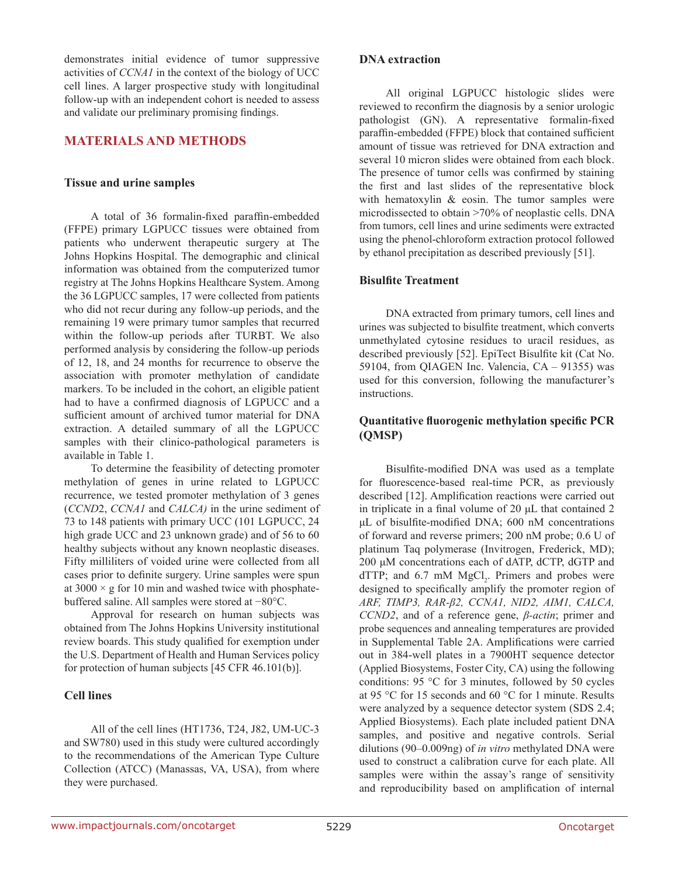demonstrates initial evidence of tumor suppressive activities of *CCNA1* in the context of the biology of UCC cell lines. A larger prospective study with longitudinal follow-up with an independent cohort is needed to assess and validate our preliminary promising findings.

## MATERIALS AND METHODS

### Tissue and urine samples

A total of 36 formalin-fixed paraffin-embedded (FFPE) primary LGPUCC tissues were obtained from patients who underwent therapeutic surgery at The Johns Hopkins Hospital. The demographic and clinical information was obtained from the computerized tumor registry at The Johns Hopkins Healthcare System. Among the 36 LGPUCC samples, 17 were collected from patients who did not recur during any follow-up periods, and the remaining 19 were primary tumor samples that recurred within the follow-up periods after TURBT. We also performed analysis by considering the follow-up periods of 12, 18, and 24 months for recurrence to observe the association with promoter methylation of candidate markers. To be included in the cohort, an eligible patient had to have a confirmed diagnosis of LGPUCC and a sufficient amount of archived tumor material for DNA extraction. A detailed summary of all the LGPUCC samples with their clinico-pathological parameters is available in Table 1.

To determine the feasibility of detecting promoter methylation of genes in urine related to LGPUCC recurrence, we tested promoter methylation of 3 genes (*CCND2*, *CCNA1* and *CALCA)* in the urine sediment of 73 to 148 patients with primary UCC (101 LGPUCC, 24 high grade UCC and 23 unknown grade) and of 56 to 60 healthy subjects without any known neoplastic diseases. Fifty milliliters of voided urine were collected from all cases prior to definite surgery. Urine samples were spun at $3000 \times g$ for 10 min and washed twice with phosphate-buffered saline. All samples were stored at −80°C.

Approval for research on human subjects was obtained from The Johns Hopkins University institutional review boards. This study qualified for exemption under the U.S. Department of Health and Human Services policy for protection of human subjects [45 CFR 46.101(b)].

### Cell lines

All of the cell lines (HT1736, T24, J82, UM-UC-3 and SW780) used in this study were cultured accordingly to the recommendations of the American Type Culture Collection (ATCC) (Manassas, VA, USA), from where they were purchased.

### DNA extraction

All original LGPUCC histologic slides were reviewed to reconfirm the diagnosis by a senior urologic pathologist (GN). A representative formalin-fixed paraffin-embedded (FFPE) block that contained sufficient amount of tissue was retrieved for DNA extraction and several 10 micron slides were obtained from each block. The presence of tumor cells was confirmed by staining the first and last slides of the representative block with hematoxylin & eosin. The tumor samples were microdissected to obtain >70% of neoplastic cells. DNA from tumors, cell lines and urine sediments were extracted using the phenol-chloroform extraction protocol followed by ethanol precipitation as described previously [51].

### Bisulfite Treatment

DNA extracted from primary tumors, cell lines and urines was subjected to bisulfite treatment, which converts unmethylated cytosine residues to uracil residues, as described previously [52]. EpiTect Bisulfite kit (Cat No. 59104, from QIAGEN Inc. Valencia, CA – 91355) was used for this conversion, following the manufacturer's instructions.

### Quantitative fluorogenic methylation specific PCR (QMSP)

Bisulfite-modified DNA was used as a template for fluorescence-based real-time PCR, as previously described [12]. Amplification reactions were carried out in triplicate in a final volume of 20 µL that contained 2 µL of bisulfite-modified DNA; 600 nM concentrations of forward and reverse primers; 200 nM probe; 0.6 U of platinum Taq polymerase (Invitrogen, Frederick, MD); 200 µM concentrations each of dATP, dCTP, dGTP and dTTP; and 6.7 mM $MgCl_2$. Primers and probes were designed to specifically amplify the promoter region of *ARF, TIMP3, RAR-β2, CCNA1, NID2, AIM1, CALCA, CCND2*, and of a reference gene, *β-actin*; primer and probe sequences and annealing temperatures are provided in Supplemental Table 2A. Amplifications were carried out in 384-well plates in a 7900HT sequence detector (Applied Biosystems, Foster City, CA) using the following conditions: 95 °C for 3 minutes, followed by 50 cycles at 95 °C for 15 seconds and 60 °C for 1 minute. Results were analyzed by a sequence detector system (SDS 2.4; Applied Biosystems). Each plate included patient DNA samples, and positive and negative controls. Serial dilutions (90–0.009ng) of *in vitro* methylated DNA were used to construct a calibration curve for each plate. All samples were within the assay's range of sensitivity and reproducibility based on amplification of internal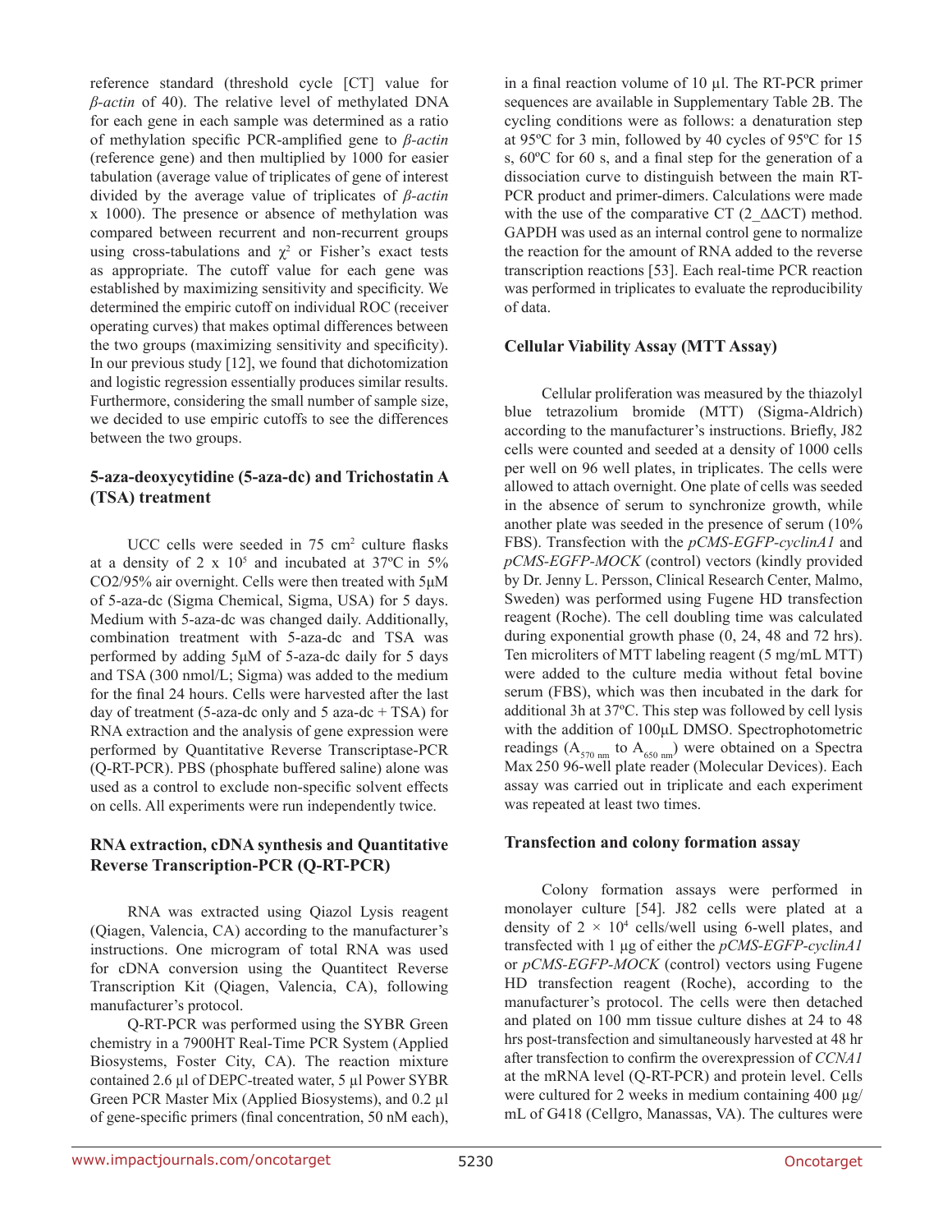reference standard (threshold cycle [CT] value for *β-actin* of 40). The relative level of methylated DNA for each gene in each sample was determined as a ratio of methylation specific PCR-amplified gene to *β-actin* (reference gene) and then multiplied by 1000 for easier tabulation (average value of triplicates of gene of interest divided by the average value of triplicates of *β-actin* x 1000). The presence or absence of methylation was compared between recurrent and non-recurrent groups using cross-tabulations and $\chi^2$ or Fisher's exact tests as appropriate. The cutoff value for each gene was established by maximizing sensitivity and specificity. We determined the empiric cutoff on individual ROC (receiver operating curves) that makes optimal differences between the two groups (maximizing sensitivity and specificity). In our previous study [12], we found that dichotomization and logistic regression essentially produces similar results. Furthermore, considering the small number of sample size, we decided to use empiric cutoffs to see the differences between the two groups.

### 5-aza-deoxycytidine (5-aza-dc) and Trichostatin A (TSA) treatment

UCC cells were seeded in 75 cm$^2$ culture flasks at a density of 2 x $10^5$ and incubated at 37ºC in 5% $CO_2$/95% air overnight. Cells were then treated with 5μM of 5-aza-dc (Sigma Chemical, Sigma, USA) for 5 days. Medium with 5-aza-dc was changed daily. Additionally, combination treatment with 5-aza-dc and TSA was performed by adding 5μM of 5-aza-dc daily for 5 days and TSA (300 nmol/L; Sigma) was added to the medium for the final 24 hours. Cells were harvested after the last day of treatment (5-aza-dc only and 5 aza-dc + TSA) for RNA extraction and the analysis of gene expression were performed by Quantitative Reverse Transcriptase-PCR (Q-RT-PCR). PBS (phosphate buffered saline) alone was used as a control to exclude non-specific solvent effects on cells. All experiments were run independently twice.

### RNA extraction, cDNA synthesis and Quantitative Reverse Transcription-PCR (Q-RT-PCR)

RNA was extracted using Qiazol Lysis reagent (Qiagen, Valencia, CA) according to the manufacturer's instructions. One microgram of total RNA was used for cDNA conversion using the Quantitect Reverse Transcription Kit (Qiagen, Valencia, CA), following manufacturer's protocol.

Q-RT-PCR was performed using the SYBR Green chemistry in a 7900HT Real-Time PCR System (Applied Biosystems, Foster City, CA). The reaction mixture contained 2.6 µl of DEPC-treated water, 5 µl Power SYBR Green PCR Master Mix (Applied Biosystems), and 0.2 µl of gene-specific primers (final concentration, 50 nM each), in a final reaction volume of 10 µl. The RT-PCR primer sequences are available in Supplementary Table 2B. The cycling conditions were as follows: a denaturation step at 95ºC for 3 min, followed by 40 cycles of 95ºC for 15 s, 60ºC for 60 s, and a final step for the generation of a dissociation curve to distinguish between the main RT-PCR product and primer-dimers. Calculations were made with the use of the comparative CT (2_ΔΔCT) method. GAPDH was used as an internal control gene to normalize the reaction for the amount of RNA added to the reverse transcription reactions [53]. Each real-time PCR reaction was performed in triplicates to evaluate the reproducibility of data.

### Cellular Viability Assay (MTT Assay)

Cellular proliferation was measured by the thiazolyl blue tetrazolium bromide (MTT) (Sigma-Aldrich) according to the manufacturer's instructions. Briefly, J82 cells were counted and seeded at a density of 1000 cells per well on 96 well plates, in triplicates. The cells were allowed to attach overnight. One plate of cells was seeded in the absence of serum to synchronize growth, while another plate was seeded in the presence of serum (10% FBS). Transfection with the *pCMS-EGFP-cyclinA1* and *pCMS-EGFP-MOCK* (control) vectors (kindly provided by Dr. Jenny L. Persson, Clinical Research Center, Malmo, Sweden) was performed using Fugene HD transfection reagent (Roche). The cell doubling time was calculated during exponential growth phase (0, 24, 48 and 72 hrs). Ten microliters of MTT labeling reagent (5 mg/mL MTT) were added to the culture media without fetal bovine serum (FBS), which was then incubated in the dark for additional 3h at 37ºC. This step was followed by cell lysis with the addition of 100µL DMSO. Spectrophotometric readings ($A_{570\ nm}$ to $A_{650\ nm}$) were obtained on a Spectra Max 250 96-well plate reader (Molecular Devices). Each assay was carried out in triplicate and each experiment was repeated at least two times.

### Transfection and colony formation assay

Colony formation assays were performed in monolayer culture [54]. J82 cells were plated at a density of 2 × $10^4$ cells/well using 6-well plates, and transfected with 1 µg of either the *pCMS-EGFP-cyclinA1* or *pCMS-EGFP-MOCK* (control) vectors using Fugene HD transfection reagent (Roche), according to the manufacturer's protocol. The cells were then detached and plated on 100 mm tissue culture dishes at 24 to 48 hrs post-transfection and simultaneously harvested at 48 hr after transfection to confirm the overexpression of *CCNA1* at the mRNA level (Q-RT-PCR) and protein level. Cells were cultured for 2 weeks in medium containing 400 µg/mL of G418 (Cellgro, Manassas, VA). The cultures were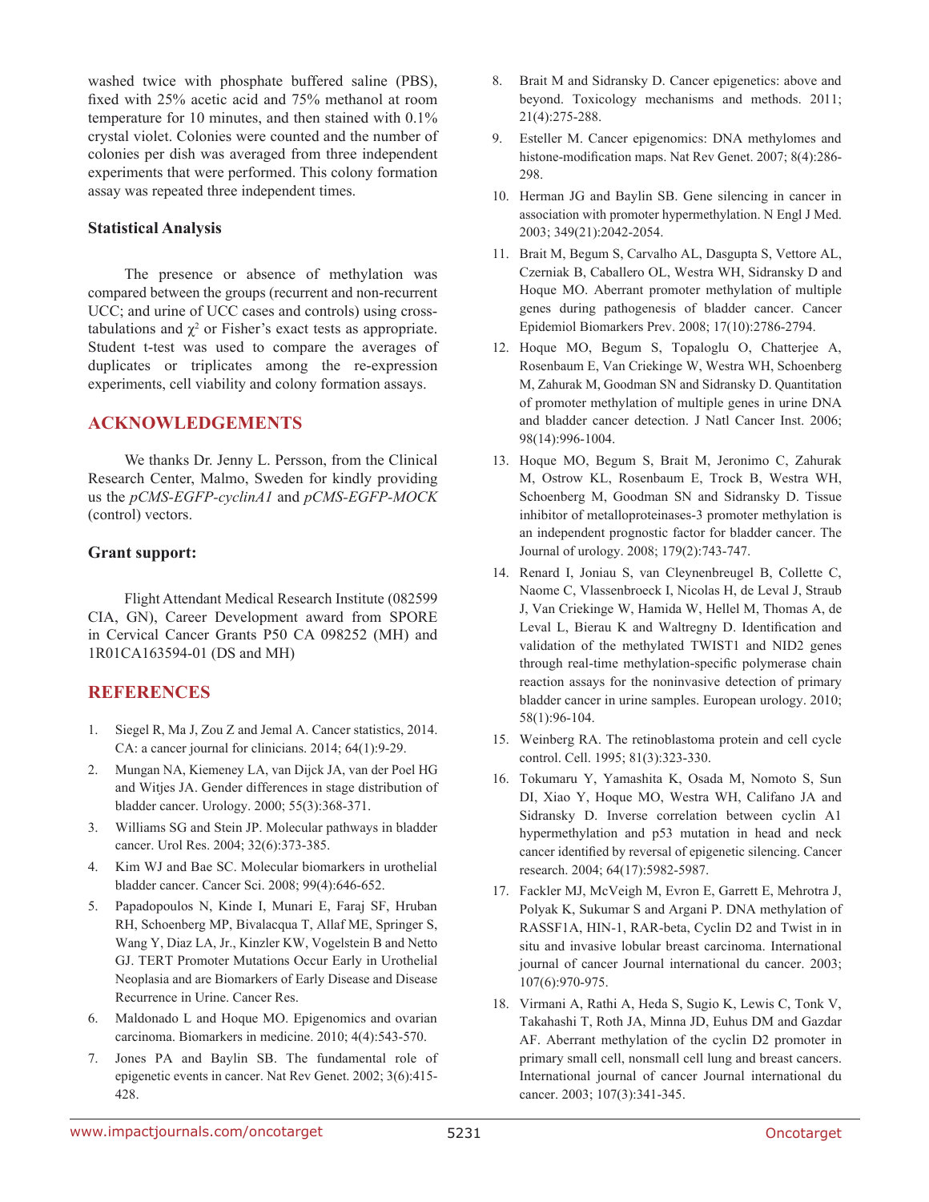washed twice with phosphate buffered saline (PBS), fixed with 25% acetic acid and 75% methanol at room temperature for 10 minutes, and then stained with 0.1% crystal violet. Colonies were counted and the number of colonies per dish was averaged from three independent experiments that were performed. This colony formation assay was repeated three independent times.

### Statistical Analysis

The presence or absence of methylation was compared between the groups (recurrent and non-recurrent UCC; and urine of UCC cases and controls) using cross-tabulations and $\chi^2$ or Fisher's exact tests as appropriate. Student t-test was used to compare the averages of duplicates or triplicates among the re-expression experiments, cell viability and colony formation assays.

## ACKNOWLEDGEMENTS

We thanks Dr. Jenny L. Persson, from the Clinical Research Center, Malmo, Sweden for kindly providing us the *pCMS-EGFP-cyclinA1* and *pCMS-EGFP-MOCK* (control) vectors.

### Grant support:

Flight Attendant Medical Research Institute (082599 CIA, GN), Career Development award from SPORE in Cervical Cancer Grants P50 CA 098252 (MH) and 1R01CA163594-01 (DS and MH)

## REFERENCES

1. Siegel R, Ma J, Zou Z and Jemal A. Cancer statistics, 2014. CA: a cancer journal for clinicians. 2014; 64(1):9-29.
2. Mungan NA, Kiemeney LA, van Dijck JA, van der Poel HG and Witjes JA. Gender differences in stage distribution of bladder cancer. Urology. 2000; 55(3):368-371.
3. Williams SG and Stein JP. Molecular pathways in bladder cancer. Urol Res. 2004; 32(6):373-385.
4. Kim WJ and Bae SC. Molecular biomarkers in urothelial bladder cancer. Cancer Sci. 2008; 99(4):646-652.
5. Papadopoulos N, Kinde I, Munari E, Faraj SF, Hruban RH, Schoenberg MP, Bivalacqua T, Allaf ME, Springer S, Wang Y, Diaz LA, Jr., Kinzler KW, Vogelstein B and Netto GJ. TERT Promoter Mutations Occur Early in Urothelial Neoplasia and are Biomarkers of Early Disease and Disease Recurrence in Urine. Cancer Res.
6. Maldonado L and Hoque MO. Epigenomics and ovarian carcinoma. Biomarkers in medicine. 2010; 4(4):543-570.
7. Jones PA and Baylin SB. The fundamental role of epigenetic events in cancer. Nat Rev Genet. 2002; 3(6):415-428.
8. Brait M and Sidransky D. Cancer epigenetics: above and beyond. Toxicology mechanisms and methods. 2011; 21(4):275-288.
9. Esteller M. Cancer epigenomics: DNA methylomes and histone-modification maps. Nat Rev Genet. 2007; 8(4):286-298.
10. Herman JG and Baylin SB. Gene silencing in cancer in association with promoter hypermethylation. N Engl J Med. 2003; 349(21):2042-2054.
11. Brait M, Begum S, Carvalho AL, Dasgupta S, Vettore AL, Czerniak B, Caballero OL, Westra WH, Sidransky D and Hoque MO. Aberrant promoter methylation of multiple genes during pathogenesis of bladder cancer. Cancer Epidemiol Biomarkers Prev. 2008; 17(10):2786-2794.
12. Hoque MO, Begum S, Topaloglu O, Chatterjee A, Rosenbaum E, Van Criekinge W, Westra WH, Schoenberg M, Zahurak M, Goodman SN and Sidransky D. Quantitation of promoter methylation of multiple genes in urine DNA and bladder cancer detection. J Natl Cancer Inst. 2006; 98(14):996-1004.
13. Hoque MO, Begum S, Brait M, Jeronimo C, Zahurak M, Ostrow KL, Rosenbaum E, Trock B, Westra WH, Schoenberg M, Goodman SN and Sidransky D. Tissue inhibitor of metalloproteinases-3 promoter methylation is an independent prognostic factor for bladder cancer. The Journal of urology. 2008; 179(2):743-747.
14. Renard I, Joniau S, van Cleynenbreugel B, Collette C, Naome C, Vlassenbroeck I, Nicolas H, de Leval J, Straub J, Van Criekinge W, Hamida W, Hellel M, Thomas A, de Leval L, Bierau K and Waltregny D. Identification and validation of the methylated TWIST1 and NID2 genes through real-time methylation-specific polymerase chain reaction assays for the noninvasive detection of primary bladder cancer in urine samples. European urology. 2010; 58(1):96-104.
15. Weinberg RA. The retinoblastoma protein and cell cycle control. Cell. 1995; 81(3):323-330.
16. Tokumaru Y, Yamashita K, Osada M, Nomoto S, Sun DI, Xiao Y, Hoque MO, Westra WH, Califano JA and Sidransky D. Inverse correlation between cyclin A1 hypermethylation and p53 mutation in head and neck cancer identified by reversal of epigenetic silencing. Cancer research. 2004; 64(17):5982-5987.
17. Fackler MJ, McVeigh M, Evron E, Garrett E, Mehrotra J, Polyak K, Sukumar S and Argani P. DNA methylation of RASSF1A, HIN-1, RAR-beta, Cyclin D2 and Twist in in situ and invasive lobular breast carcinoma. International journal of cancer Journal international du cancer. 2003; 107(6):970-975.
18. Virmani A, Rathi A, Heda S, Sugio K, Lewis C, Tonk V, Takahashi T, Roth JA, Minna JD, Euhus DM and Gazdar AF. Aberrant methylation of the cyclin D2 promoter in primary small cell, nonsmall cell lung and breast cancers. International journal of cancer Journal international du cancer. 2003; 107(3):341-345.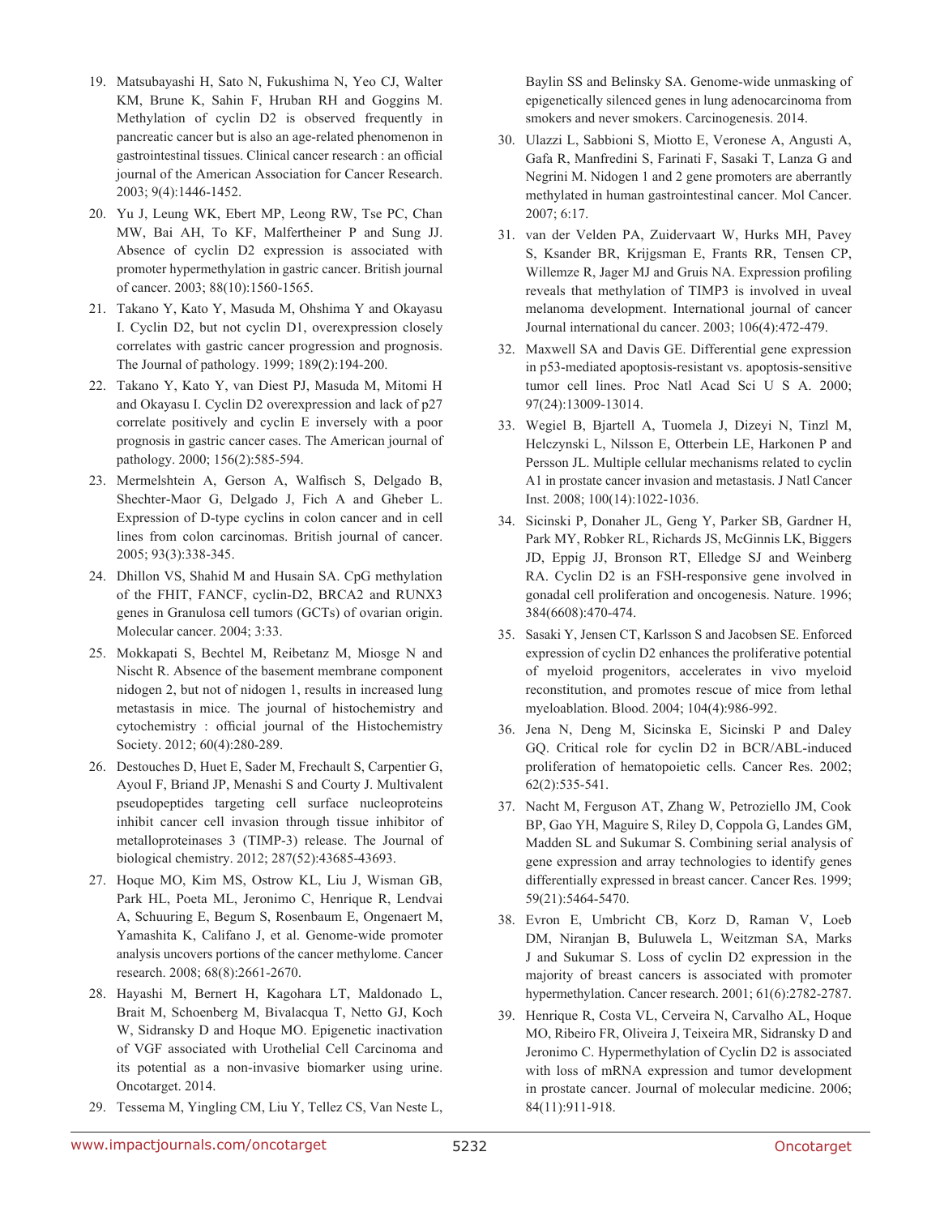19. Matsubayashi H, Sato N, Fukushima N, Yeo CJ, Walter KM, Brune K, Sahin F, Hruban RH and Goggins M. Methylation of cyclin D2 is observed frequently in pancreatic cancer but is also an age-related phenomenon in gastrointestinal tissues. Clinical cancer research : an official journal of the American Association for Cancer Research. 2003; 9(4):1446-1452.

20. Yu J, Leung WK, Ebert MP, Leong RW, Tse PC, Chan MW, Bai AH, To KF, Malfertheiner P and Sung JJ. Absence of cyclin D2 expression is associated with promoter hypermethylation in gastric cancer. British journal of cancer. 2003; 88(10):1560-1565.

21. Takano Y, Kato Y, Masuda M, Ohshima Y and Okayasu I. Cyclin D2, but not cyclin D1, overexpression closely correlates with gastric cancer progression and prognosis. The Journal of pathology. 1999; 189(2):194-200.

22. Takano Y, Kato Y, van Diest PJ, Masuda M, Mitomi H and Okayasu I. Cyclin D2 overexpression and lack of p27 correlate positively and cyclin E inversely with a poor prognosis in gastric cancer cases. The American journal of pathology. 2000; 156(2):585-594.

23. Mermelshtein A, Gerson A, Walfisch S, Delgado B, Shechter-Maor G, Delgado J, Fich A and Gheber L. Expression of D-type cyclins in colon cancer and in cell lines from colon carcinomas. British journal of cancer. 2005; 93(3):338-345.

24. Dhillon VS, Shahid M and Husain SA. CpG methylation of the FHIT, FANCF, cyclin-D2, BRCA2 and RUNX3 genes in Granulosa cell tumors (GCTs) of ovarian origin. Molecular cancer. 2004; 3:33.

25. Mokkapati S, Bechtel M, Reibetanz M, Miosge N and Nischt R. Absence of the basement membrane component nidogen 2, but not of nidogen 1, results in increased lung metastasis in mice. The journal of histochemistry and cytochemistry : official journal of the Histochemistry Society. 2012; 60(4):280-289.

26. Destouches D, Huet E, Sader M, Frechault S, Carpentier G, Ayoul F, Briand JP, Menashi S and Courty J. Multivalent pseudopeptides targeting cell surface nucleoproteins inhibit cancer cell invasion through tissue inhibitor of metalloproteinases 3 (TIMP-3) release. The Journal of biological chemistry. 2012; 287(52):43685-43693.

27. Hoque MO, Kim MS, Ostrow KL, Liu J, Wisman GB, Park HL, Poeta ML, Jeronimo C, Henrique R, Lendvai A, Schuuring E, Begum S, Rosenbaum E, Ongenaert M, Yamashita K, Califano J, et al. Genome-wide promoter analysis uncovers portions of the cancer methylome. Cancer research. 2008; 68(8):2661-2670.

28. Hayashi M, Bernert H, Kagohara LT, Maldonado L, Brait M, Schoenberg M, Bivalacqua T, Netto GJ, Koch W, Sidransky D and Hoque MO. Epigenetic inactivation of VGF associated with Urothelial Cell Carcinoma and its potential as a non-invasive biomarker using urine. Oncotarget. 2014.

29. Tessema M, Yingling CM, Liu Y, Tellez CS, Van Neste L, Baylin SS and Belinsky SA. Genome-wide unmasking of epigenetically silenced genes in lung adenocarcinoma from smokers and never smokers. Carcinogenesis. 2014.

30. Ulazzi L, Sabbioni S, Miotto E, Veronese A, Angusti A, Gafa R, Manfredini S, Farinati F, Sasaki T, Lanza G and Negrini M. Nidogen 1 and 2 gene promoters are aberrantly methylated in human gastrointestinal cancer. Mol Cancer. 2007; 6:17.

31. van der Velden PA, Zuidervaart W, Hurks MH, Pavey S, Ksander BR, Krijgsman E, Frants RR, Tensen CP, Willemze R, Jager MJ and Gruis NA. Expression profiling reveals that methylation of TIMP3 is involved in uveal melanoma development. International journal of cancer Journal international du cancer. 2003; 106(4):472-479.

32. Maxwell SA and Davis GE. Differential gene expression in p53-mediated apoptosis-resistant vs. apoptosis-sensitive tumor cell lines. Proc Natl Acad Sci U S A. 2000; 97(24):13009-13014.

33. Wegiel B, Bjartell A, Tuomela J, Dizeyi N, Tinzl M, Helczynski L, Nilsson E, Otterbein LE, Harkonen P and Persson JL. Multiple cellular mechanisms related to cyclin A1 in prostate cancer invasion and metastasis. J Natl Cancer Inst. 2008; 100(14):1022-1036.

34. Sicinski P, Donaher JL, Geng Y, Parker SB, Gardner H, Park MY, Robker RL, Richards JS, McGinnis LK, Biggers JD, Eppig JJ, Bronson RT, Elledge SJ and Weinberg RA. Cyclin D2 is an FSH-responsive gene involved in gonadal cell proliferation and oncogenesis. Nature. 1996; 384(6608):470-474.

35. Sasaki Y, Jensen CT, Karlsson S and Jacobsen SE. Enforced expression of cyclin D2 enhances the proliferative potential of myeloid progenitors, accelerates in vivo myeloid reconstitution, and promotes rescue of mice from lethal myeloablation. Blood. 2004; 104(4):986-992.

36. Jena N, Deng M, Sicinska E, Sicinski P and Daley GQ. Critical role for cyclin D2 in BCR/ABL-induced proliferation of hematopoietic cells. Cancer Res. 2002; 62(2):535-541.

37. Nacht M, Ferguson AT, Zhang W, Petroziello JM, Cook BP, Gao YH, Maguire S, Riley D, Coppola G, Landes GM, Madden SL and Sukumar S. Combining serial analysis of gene expression and array technologies to identify genes differentially expressed in breast cancer. Cancer Res. 1999; 59(21):5464-5470.

38. Evron E, Umbricht CB, Korz D, Raman V, Loeb DM, Niranjan B, Buluwela L, Weitzman SA, Marks J and Sukumar S. Loss of cyclin D2 expression in the majority of breast cancers is associated with promoter hypermethylation. Cancer research. 2001; 61(6):2782-2787.

39. Henrique R, Costa VL, Cerveira N, Carvalho AL, Hoque MO, Ribeiro FR, Oliveira J, Teixeira MR, Sidransky D and Jeronimo C. Hypermethylation of Cyclin D2 is associated with loss of mRNA expression and tumor development in prostate cancer. Journal of molecular medicine. 2006; 84(11):911-918.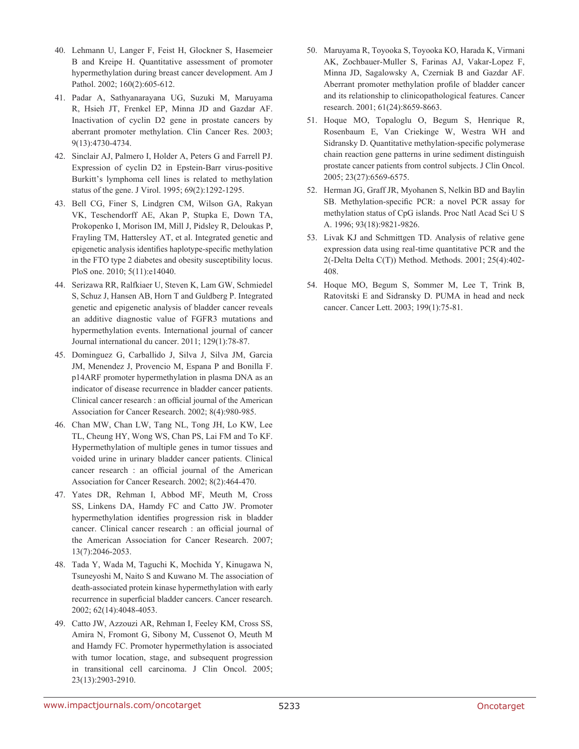40. Lehmann U, Langer F, Feist H, Glockner S, Hasemeier B and Kreipe H. Quantitative assessment of promoter hypermethylation during breast cancer development. Am J Pathol. 2002; 160(2):605-612.

41. Padar A, Sathyanarayana UG, Suzuki M, Maruyama R, Hsieh JT, Frenkel EP, Minna JD and Gazdar AF. Inactivation of cyclin D2 gene in prostate cancers by aberrant promoter methylation. Clin Cancer Res. 2003; 9(13):4730-4734.

42. Sinclair AJ, Palmero I, Holder A, Peters G and Farrell PJ. Expression of cyclin D2 in Epstein-Barr virus-positive Burkitt's lymphoma cell lines is related to methylation status of the gene. J Virol. 1995; 69(2):1292-1295.

43. Bell CG, Finer S, Lindgren CM, Wilson GA, Rakyan VK, Teschendorff AE, Akan P, Stupka E, Down TA, Prokopenko I, Morison IM, Mill J, Pidsley R, Deloukas P, Frayling TM, Hattersley AT, et al. Integrated genetic and epigenetic analysis identifies haplotype-specific methylation in the FTO type 2 diabetes and obesity susceptibility locus. PloS one. 2010; 5(11):e14040.

44. Serizawa RR, Ralfkiaer U, Steven K, Lam GW, Schmiedel S, Schuz J, Hansen AB, Horn T and Guldberg P. Integrated genetic and epigenetic analysis of bladder cancer reveals an additive diagnostic value of FGFR3 mutations and hypermethylation events. International journal of cancer Journal international du cancer. 2011; 129(1):78-87.

45. Dominguez G, Carballido J, Silva J, Silva JM, Garcia JM, Menendez J, Provencio M, Espana P and Bonilla F. p14ARF promoter hypermethylation in plasma DNA as an indicator of disease recurrence in bladder cancer patients. Clinical cancer research : an official journal of the American Association for Cancer Research. 2002; 8(4):980-985.

46. Chan MW, Chan LW, Tang NL, Tong JH, Lo KW, Lee TL, Cheung HY, Wong WS, Chan PS, Lai FM and To KF. Hypermethylation of multiple genes in tumor tissues and voided urine in urinary bladder cancer patients. Clinical cancer research : an official journal of the American Association for Cancer Research. 2002; 8(2):464-470.

47. Yates DR, Rehman I, Abbod MF, Meuth M, Cross SS, Linkens DA, Hamdy FC and Catto JW. Promoter hypermethylation identifies progression risk in bladder cancer. Clinical cancer research : an official journal of the American Association for Cancer Research. 2007; 13(7):2046-2053.

48. Tada Y, Wada M, Taguchi K, Mochida Y, Kinugawa N, Tsuneyoshi M, Naito S and Kuwano M. The association of death-associated protein kinase hypermethylation with early recurrence in superficial bladder cancers. Cancer research. 2002; 62(14):4048-4053.

49. Catto JW, Azzouzi AR, Rehman I, Feeley KM, Cross SS, Amira N, Fromont G, Sibony M, Cussenot O, Meuth M and Hamdy FC. Promoter hypermethylation is associated with tumor location, stage, and subsequent progression in transitional cell carcinoma. J Clin Oncol. 2005; 23(13):2903-2910.

50. Maruyama R, Toyooka S, Toyooka KO, Harada K, Virmani AK, Zochbauer-Muller S, Farinas AJ, Vakar-Lopez F, Minna JD, Sagalowsky A, Czerniak B and Gazdar AF. Aberrant promoter methylation profile of bladder cancer and its relationship to clinicopathological features. Cancer research. 2001; 61(24):8659-8663.

51. Hoque MO, Topaloglu O, Begum S, Henrique R, Rosenbaum E, Van Criekinge W, Westra WH and Sidransky D. Quantitative methylation-specific polymerase chain reaction gene patterns in urine sediment distinguish prostate cancer patients from control subjects. J Clin Oncol. 2005; 23(27):6569-6575.

52. Herman JG, Graff JR, Myohanen S, Nelkin BD and Baylin SB. Methylation-specific PCR: a novel PCR assay for methylation status of CpG islands. Proc Natl Acad Sci U S A. 1996; 93(18):9821-9826.

53. Livak KJ and Schmittgen TD. Analysis of relative gene expression data using real-time quantitative PCR and the 2(-Delta Delta C(T)) Method. Methods. 2001; 25(4):402-408.

54. Hoque MO, Begum S, Sommer M, Lee T, Trink B, Ratovitski E and Sidransky D. PUMA in head and neck cancer. Cancer Lett. 2003; 199(1):75-81.